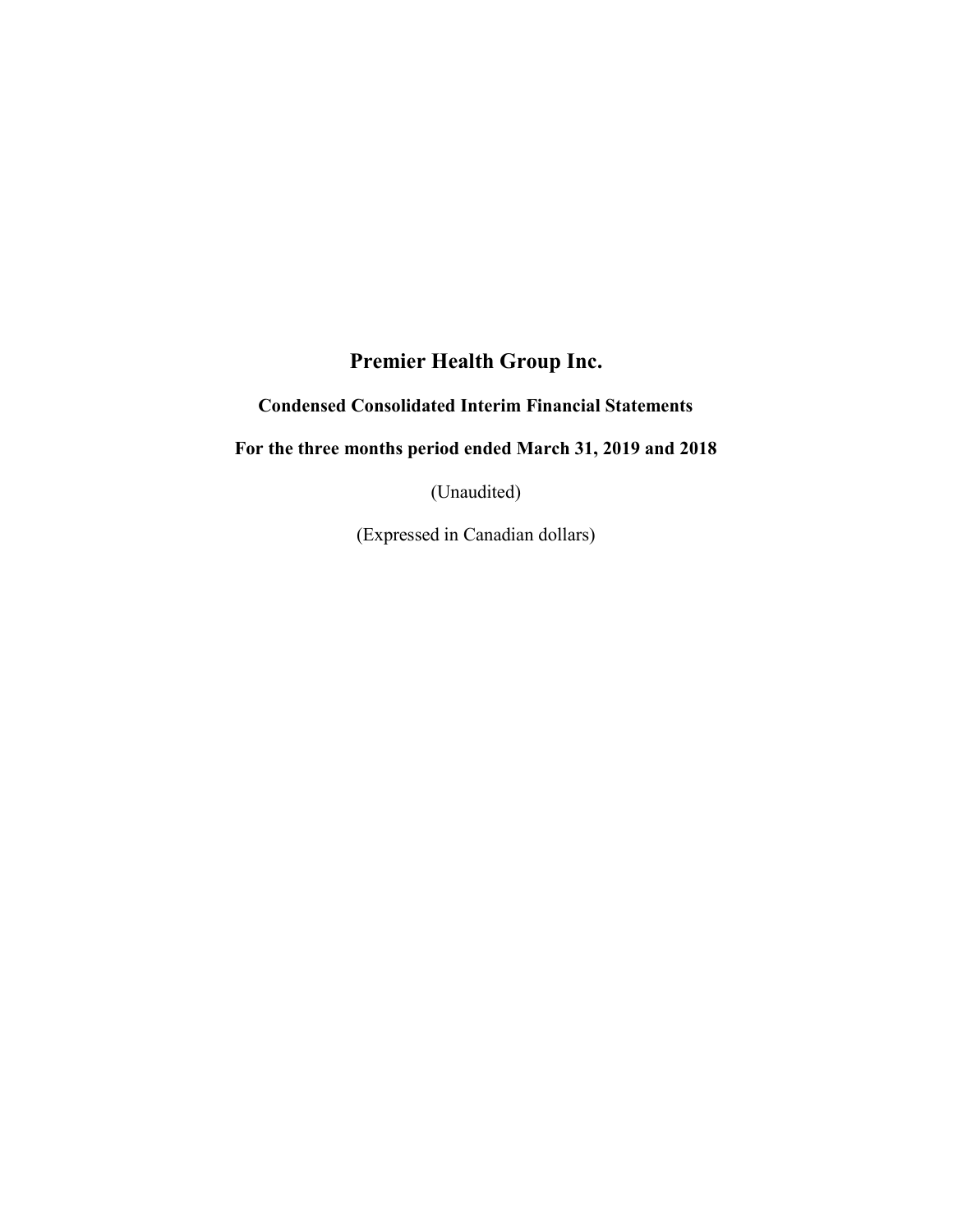# Premier Health Group Inc.

## Condensed Consolidated Interim Financial Statements

## For the three months period ended March 31, 2019 and 2018

(Unaudited)

(Expressed in Canadian dollars)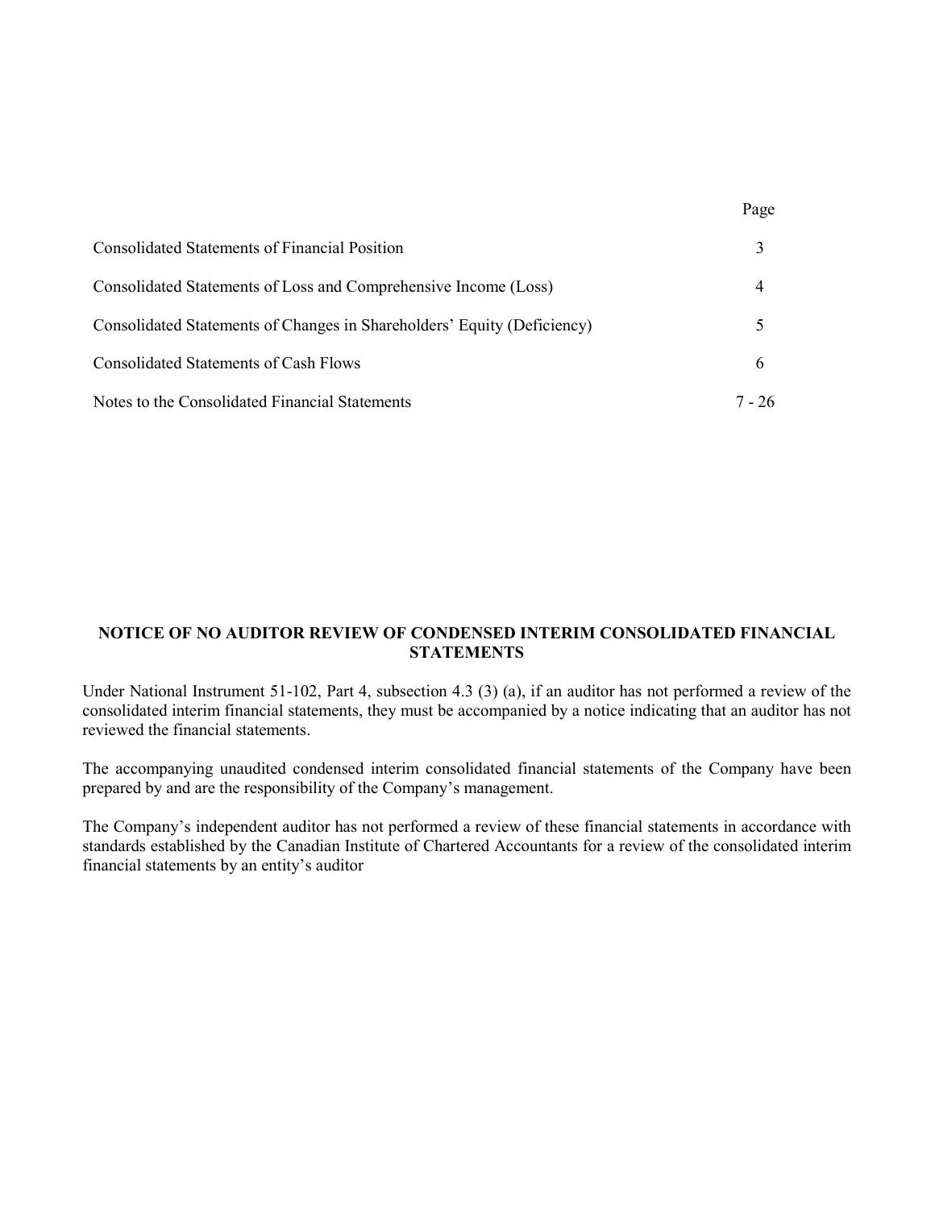| | Page |
|---|---|
| Consolidated Statements of Financial Position | 3 |
| Consolidated Statements of Loss and Comprehensive Income (Loss) | 4 |
| Consolidated Statements of Changes in Shareholders' Equity (Deficiency) | 5 |
| Consolidated Statements of Cash Flows | 6 |
| Notes to the Consolidated Financial Statements | 7 - 26 |

## NOTICE OF NO AUDITOR REVIEW OF CONDENSED INTERIM CONSOLIDATED FINANCIAL STATEMENTS

Under National Instrument 51-102, Part 4, subsection 4.3 (3) (a), if an auditor has not performed a review of the consolidated interim financial statements, they must be accompanied by a notice indicating that an auditor has not reviewed the financial statements.

The accompanying unaudited condensed interim consolidated financial statements of the Company have been prepared by and are the responsibility of the Company's management.

The Company's independent auditor has not performed a review of these financial statements in accordance with standards established by the Canadian Institute of Chartered Accountants for a review of the consolidated interim financial statements by an entity's auditor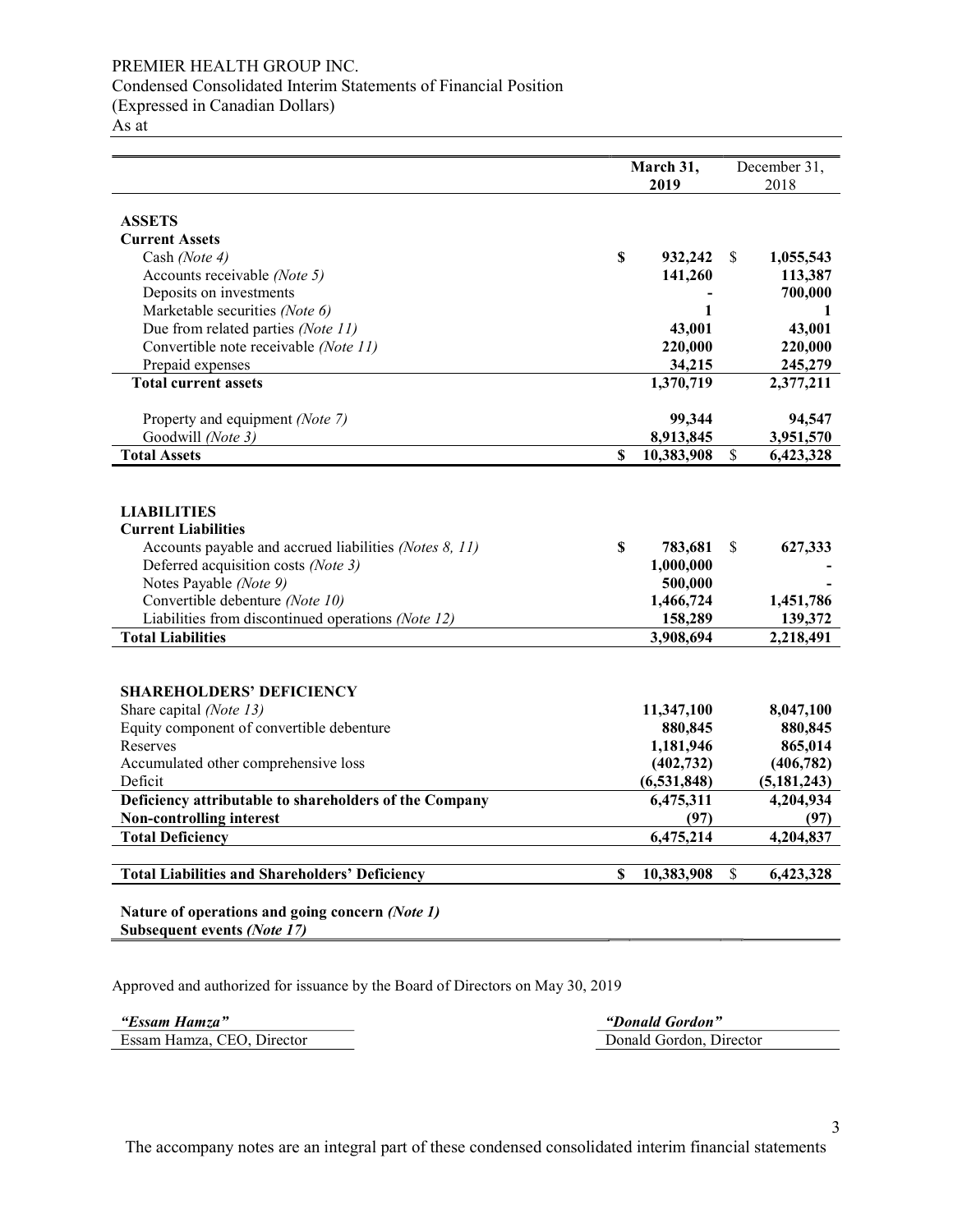PREMIER HEALTH GROUP INC.
Condensed Consolidated Interim Statements of Financial Position
(Expressed in Canadian Dollars)
As at

| | March 31, 2019 | December 31, 2018 |
|---|---|---|
| **ASSETS** | | |
| **Current Assets** | | |
| Cash *(Note 4)* | **$ 932,242** | $ 1,055,543 |
| Accounts receivable *(Note 5)* | **141,260** | 113,387 |
| Deposits on investments | **-** | 700,000 |
| Marketable securities *(Note 6)* | **1** | 1 |
| Due from related parties *(Note 11)* | **43,001** | 43,001 |
| Convertible note receivable *(Note 11)* | **220,000** | 220,000 |
| Prepaid expenses | **34,215** | 245,279 |
| **Total current assets** | **1,370,719** | 2,377,211 |
| Property and equipment *(Note 7)* | **99,344** | 94,547 |
| Goodwill *(Note 3)* | **8,913,845** | 3,951,570 |
| **Total Assets** | **$ 10,383,908** | $ 6,423,328 |
| **LIABILITIES** | | |
| **Current Liabilities** | | |
| Accounts payable and accrued liabilities *(Notes 8, 11)* | **$ 783,681** | $ 627,333 |
| Deferred acquisition costs *(Note 3)* | **1,000,000** | - |
| Notes Payable *(Note 9)* | **500,000** | - |
| Convertible debenture *(Note 10)* | **1,466,724** | 1,451,786 |
| Liabilities from discontinued operations *(Note 12)* | **158,289** | 139,372 |
| **Total Liabilities** | **3,908,694** | 2,218,491 |
| **SHAREHOLDERS' DEFICIENCY** | | |
| Share capital *(Note 13)* | **11,347,100** | 8,047,100 |
| Equity component of convertible debenture | **880,845** | 880,845 |
| Reserves | **1,181,946** | 865,014 |
| Accumulated other comprehensive loss | **(402,732)** | (406,782) |
| Deficit | **(6,531,848)** | (5,181,243) |
| **Deficiency attributable to shareholders of the Company** | **6,475,311** | 4,204,934 |
| **Non-controlling interest** | **(97)** | (97) |
| **Total Deficiency** | **6,475,214** | 4,204,837 |
| **Total Liabilities and Shareholders' Deficiency** | **$ 10,383,908** | $ 6,423,328 |

**Nature of operations and going concern *(Note 1)***
**Subsequent events *(Note 17)***

Approved and authorized for issuance by the Board of Directors on May 30, 2019

| | |
|---|---|
| ***"Essam Hamza"*** | ***"Donald Gordon"*** |
| Essam Hamza, CEO, Director | Donald Gordon, Director |

The accompany notes are an integral part of these condensed consolidated interim financial statements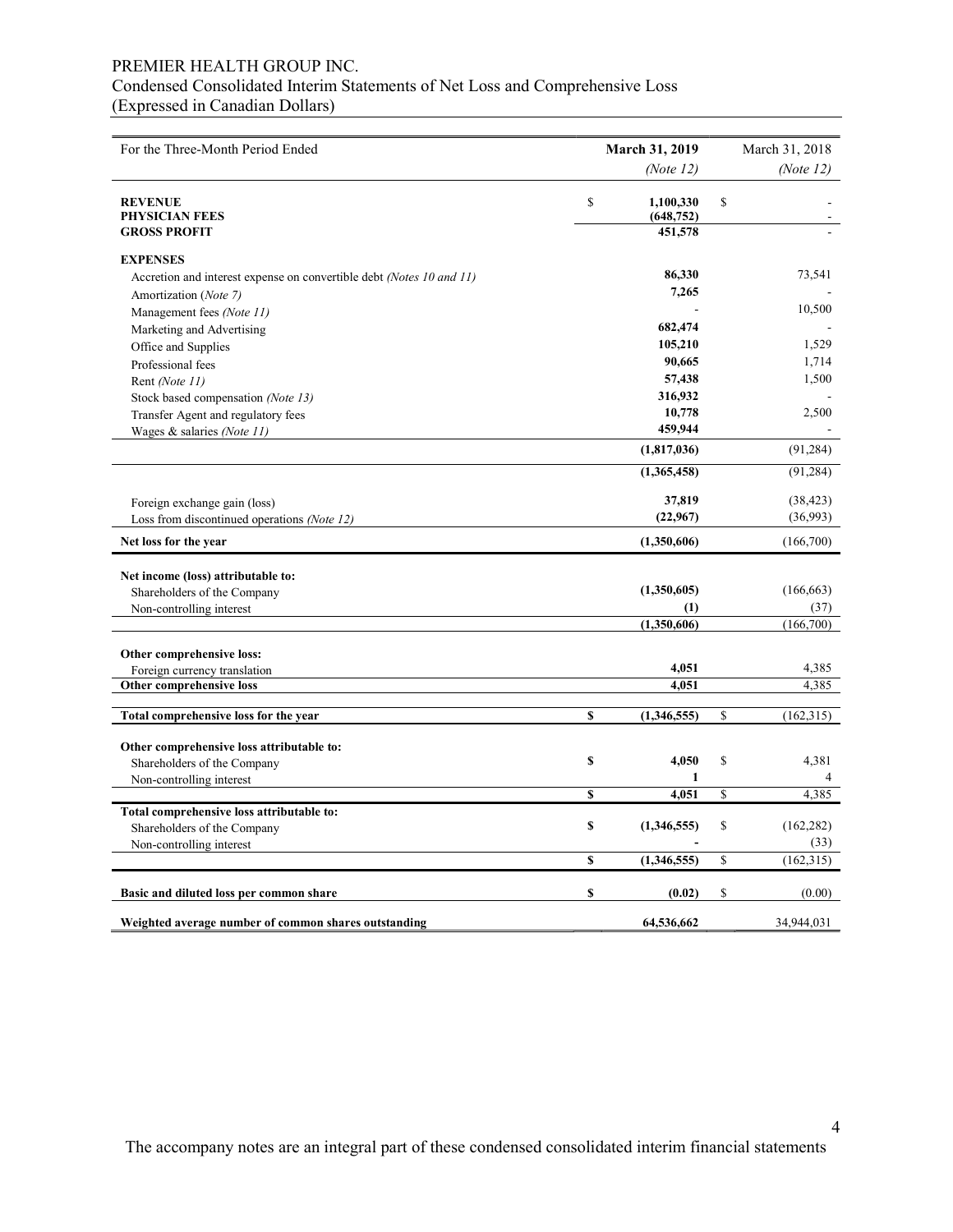PREMIER HEALTH GROUP INC.

Condensed Consolidated Interim Statements of Net Loss and Comprehensive Loss

(Expressed in Canadian Dollars)

| For the Three-Month Period Ended | | March 31, 2019 | | March 31, 2018 |
|---|---|---|---|---|
| | | *(Note 12)* | | *(Note 12)* |
| **REVENUE** | $ | 1,100,330 | $ | - |
| **PHYSICIAN FEES** | | (648,752) | | - |
| **GROSS PROFIT** | | 451,578 | | - |
| **EXPENSES** | | | | |
| Accretion and interest expense on convertible debt *(Notes 10 and 11)* | | 86,330 | | 73,541 |
| Amortization (*Note 7)* | | 7,265 | | - |
| Management fees *(Note 11)* | | - | | 10,500 |
| Marketing and Advertising | | 682,474 | | - |
| Office and Supplies | | 105,210 | | 1,529 |
| Professional fees | | 90,665 | | 1,714 |
| Rent *(Note 11)* | | 57,438 | | 1,500 |
| Stock based compensation *(Note 13)* | | 316,932 | | - |
| Transfer Agent and regulatory fees | | 10,778 | | 2,500 |
| Wages & salaries *(Note 11)* | | 459,944 | | - |
| | | (1,817,036) | | (91,284) |
| | | (1,365,458) | | (91,284) |
| Foreign exchange gain (loss) | | 37,819 | | (38,423) |
| Loss from discontinued operations *(Note 12)* | | (22,967) | | (36,993) |
| **Net loss for the year** | | (1,350,606) | | (166,700) |
| **Net income (loss) attributable to:** | | | | |
| Shareholders of the Company | | (1,350,605) | | (166,663) |
| Non-controlling interest | | (1) | | (37) |
| | | (1,350,606) | | (166,700) |
| **Other comprehensive loss:** | | | | |
| Foreign currency translation | | 4,051 | | 4,385 |
| **Other comprehensive loss** | | 4,051 | | 4,385 |
| **Total comprehensive loss for the year** | $ | (1,346,555) | $ | (162,315) |
| **Other comprehensive loss attributable to:** | | | | |
| Shareholders of the Company | $ | 4,050 | $ | 4,381 |
| Non-controlling interest | | 1 | | 4 |
| | $ | 4,051 | $ | 4,385 |
| **Total comprehensive loss attributable to:** | | | | |
| Shareholders of the Company | $ | (1,346,555) | $ | (162,282) |
| Non-controlling interest | | - | | (33) |
| | $ | (1,346,555) | $ | (162,315) |
| **Basic and diluted loss per common share** | $ | (0.02) | $ | (0.00) |
| **Weighted average number of common shares outstanding** | | 64,536,662 | | 34,944,031 |

The accompany notes are an integral part of these condensed consolidated interim financial statements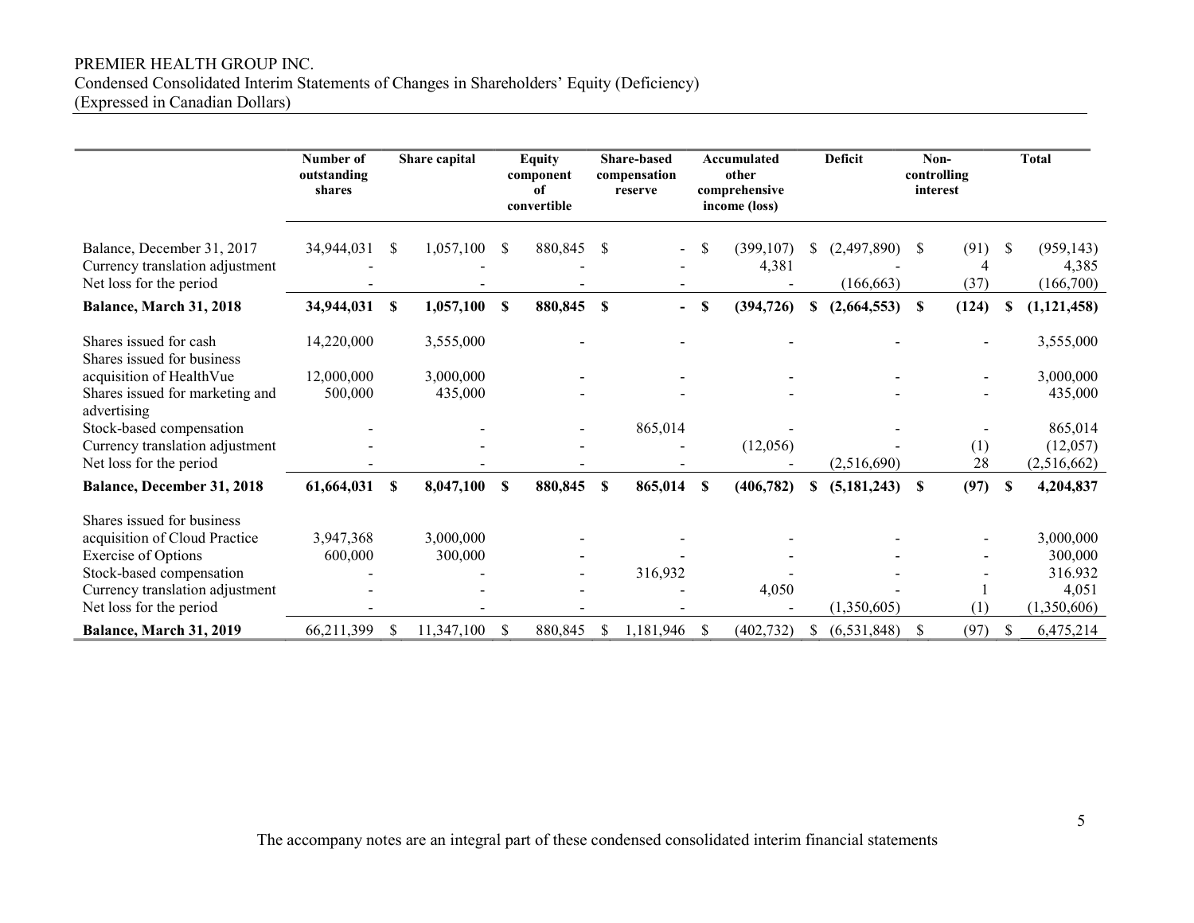PREMIER HEALTH GROUP INC.
Condensed Consolidated Interim Statements of Changes in Shareholders' Equity (Deficiency)
(Expressed in Canadian Dollars)

| | Number of outstanding shares | Share capital | Equity component of convertible | Share-based compensation reserve | Accumulated other comprehensive income (loss) | Deficit | Non-controlling interest | Total |
|---|---|---|---|---|---|---|---|---|
| Balance, December 31, 2017 | 34,944,031 | $ 1,057,100 | $ 880,845 | $ - | $ (399,107) | $ (2,497,890) | $ (91) | $ (959,143) |
| Currency translation adjustment | - | - | - | - | 4,381 | - | 4 | 4,385 |
| Net loss for the period | - | - | - | - | - | (166,663) | (37) | (166,700) |
| **Balance, March 31, 2018** | **34,944,031** | **$ 1,057,100** | **$ 880,845** | **$ -** | **$ (394,726)** | **$ (2,664,553)** | **$ (124)** | **$ (1,121,458)** |
| Shares issued for cash | 14,220,000 | 3,555,000 | - | - | - | - | - | 3,555,000 |
| Shares issued for business acquisition of HealthVue | 12,000,000 | 3,000,000 | - | - | - | - | - | 3,000,000 |
| Shares issued for marketing and advertising | 500,000 | 435,000 | - | - | - | - | - | 435,000 |
| Stock-based compensation | - | - | - | 865,014 | - | - | - | 865,014 |
| Currency translation adjustment | - | - | - | - | (12,056) | - | (1) | (12,057) |
| Net loss for the period | - | - | - | - | - | (2,516,690) | 28 | (2,516,662) |
| **Balance, December 31, 2018** | **61,664,031** | **$ 8,047,100** | **$ 880,845** | **$ 865,014** | **$ (406,782)** | **$ (5,181,243)** | **$ (97)** | **$ 4,204,837** |
| Shares issued for business acquisition of Cloud Practice | 3,947,368 | 3,000,000 | - | - | - | - | - | 3,000,000 |
| Exercise of Options | 600,000 | 300,000 | - | - | - | - | - | 300,000 |
| Stock-based compensation | - | - | - | 316,932 | - | - | - | 316.932 |
| Currency translation adjustment | - | - | - | - | 4,050 | - | 1 | 4,051 |
| Net loss for the period | - | - | - | - | - | (1,350,605) | (1) | (1,350,606) |
| **Balance, March 31, 2019** | 66,211,399 | $ 11,347,100 | $ 880,845 | $ 1,181,946 | $ (402,732) | $ (6,531,848) | $ (97) | $ 6,475,214 |

The accompany notes are an integral part of these condensed consolidated interim financial statements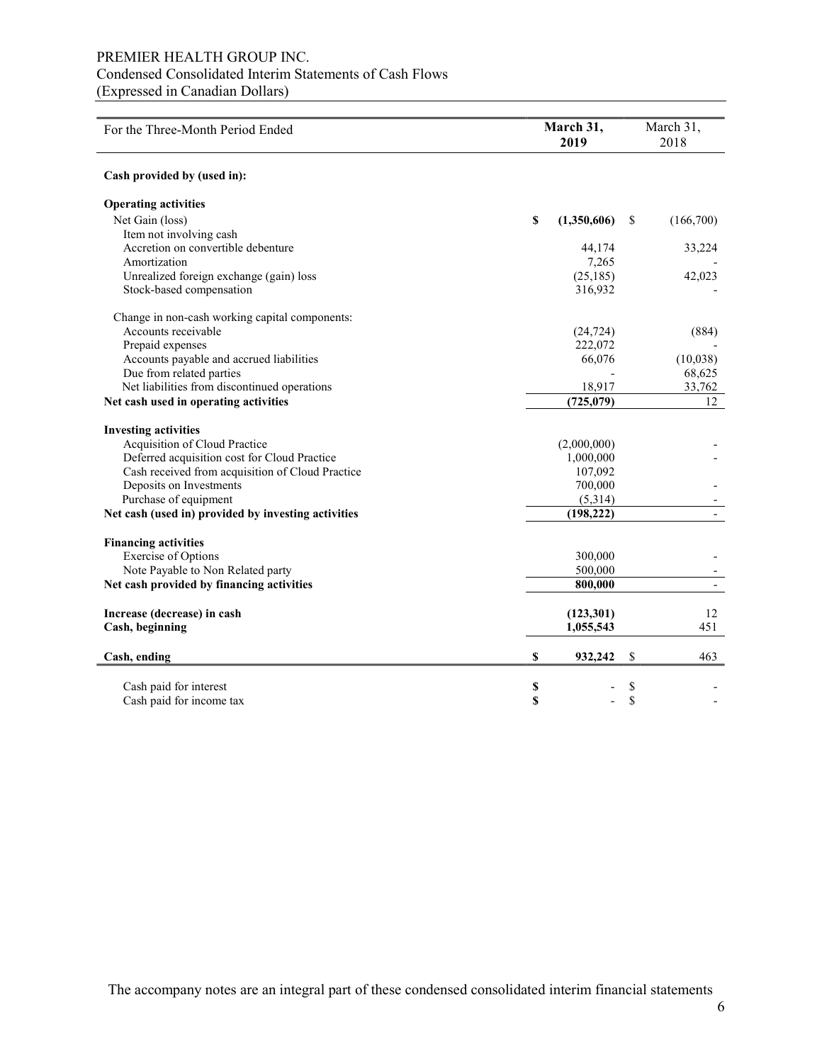PREMIER HEALTH GROUP INC.
Condensed Consolidated Interim Statements of Cash Flows
(Expressed in Canadian Dollars)

| For the Three-Month Period Ended | March 31, 2019 | March 31, 2018 |
|---|---|---|
| **Cash provided by (used in):** | | |
| **Operating activities** | | |
| Net Gain (loss) | $ (1,350,606) | $ (166,700) |
| Item not involving cash | | |
| Accretion on convertible debenture | 44,174 | 33,224 |
| Amortization | 7,265 | - |
| Unrealized foreign exchange (gain) loss | (25,185) | 42,023 |
| Stock-based compensation | 316,932 | - |
| Change in non-cash working capital components: | | |
| Accounts receivable | (24,724) | (884) |
| Prepaid expenses | 222,072 | - |
| Accounts payable and accrued liabilities | 66,076 | (10,038) |
| Due from related parties | - | 68,625 |
| Net liabilities from discontinued operations | 18,917 | 33,762 |
| **Net cash used in operating activities** | **(725,079)** | 12 |
| **Investing activities** | | |
| Acquisition of Cloud Practice | (2,000,000) | - |
| Deferred acquisition cost for Cloud Practice | 1,000,000 | - |
| Cash received from acquisition of Cloud Practice | 107,092 | |
| Deposits on Investments | 700,000 | - |
| Purchase of equipment | (5,314) | - |
| **Net cash (used in) provided by investing activities** | **(198,222)** | - |
| **Financing activities** | | |
| Exercise of Options | 300,000 | - |
| Note Payable to Non Related party | 500,000 | - |
| **Net cash provided by financing activities** | **800,000** | - |
| **Increase (decrease) in cash** | **(123,301)** | 12 |
| **Cash, beginning** | **1,055,543** | 451 |
| **Cash, ending** | **$ 932,242** | $ 463 |
| Cash paid for interest | $ - | $ - |
| Cash paid for income tax | $ - | $ - |

The accompany notes are an integral part of these condensed consolidated interim financial statements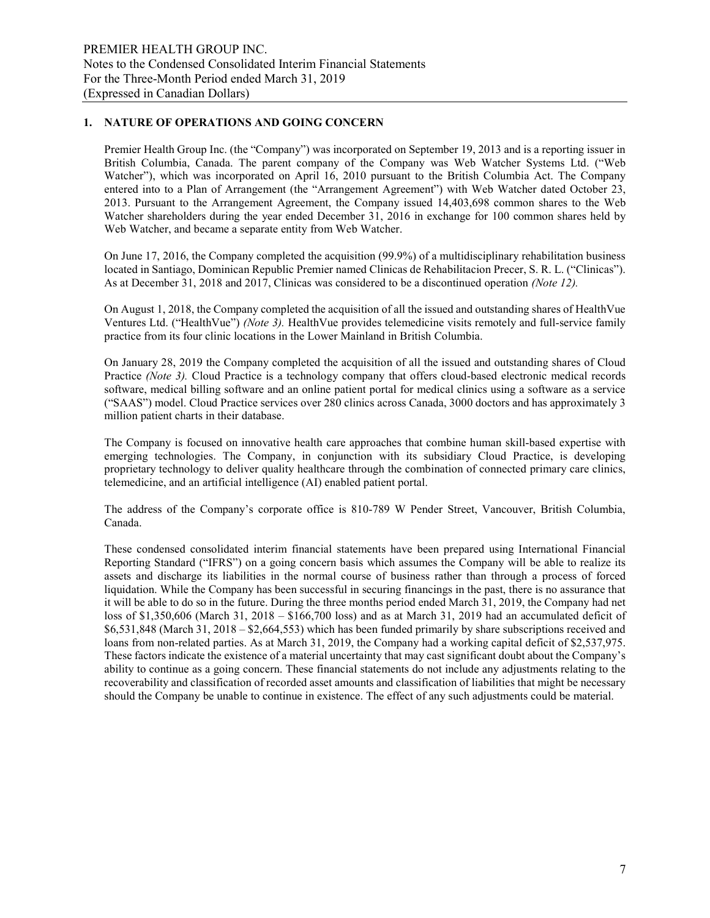## 1. NATURE OF OPERATIONS AND GOING CONCERN

Premier Health Group Inc. (the "Company") was incorporated on September 19, 2013 and is a reporting issuer in British Columbia, Canada. The parent company of the Company was Web Watcher Systems Ltd. ("Web Watcher"), which was incorporated on April 16, 2010 pursuant to the British Columbia Act. The Company entered into to a Plan of Arrangement (the "Arrangement Agreement") with Web Watcher dated October 23, 2013. Pursuant to the Arrangement Agreement, the Company issued 14,403,698 common shares to the Web Watcher shareholders during the year ended December 31, 2016 in exchange for 100 common shares held by Web Watcher, and became a separate entity from Web Watcher.

On June 17, 2016, the Company completed the acquisition (99.9%) of a multidisciplinary rehabilitation business located in Santiago, Dominican Republic Premier named Clinicas de Rehabilitacion Precer, S. R. L. ("Clinicas"). As at December 31, 2018 and 2017, Clinicas was considered to be a discontinued operation *(Note 12).*

On August 1, 2018, the Company completed the acquisition of all the issued and outstanding shares of HealthVue Ventures Ltd. ("HealthVue") *(Note 3).* HealthVue provides telemedicine visits remotely and full-service family practice from its four clinic locations in the Lower Mainland in British Columbia.

On January 28, 2019 the Company completed the acquisition of all the issued and outstanding shares of Cloud Practice *(Note 3).* Cloud Practice is a technology company that offers cloud-based electronic medical records software, medical billing software and an online patient portal for medical clinics using a software as a service ("SAAS") model. Cloud Practice services over 280 clinics across Canada, 3000 doctors and has approximately 3 million patient charts in their database.

The Company is focused on innovative health care approaches that combine human skill-based expertise with emerging technologies. The Company, in conjunction with its subsidiary Cloud Practice, is developing proprietary technology to deliver quality healthcare through the combination of connected primary care clinics, telemedicine, and an artificial intelligence (AI) enabled patient portal.

The address of the Company's corporate office is 810-789 W Pender Street, Vancouver, British Columbia, Canada.

These condensed consolidated interim financial statements have been prepared using International Financial Reporting Standard ("IFRS") on a going concern basis which assumes the Company will be able to realize its assets and discharge its liabilities in the normal course of business rather than through a process of forced liquidation. While the Company has been successful in securing financings in the past, there is no assurance that it will be able to do so in the future. During the three months period ended March 31, 2019, the Company had net loss of $1,350,606 (March 31, 2018 – $166,700 loss) and as at March 31, 2019 had an accumulated deficit of $6,531,848 (March 31, 2018 – $2,664,553) which has been funded primarily by share subscriptions received and loans from non-related parties. As at March 31, 2019, the Company had a working capital deficit of $2,537,975. These factors indicate the existence of a material uncertainty that may cast significant doubt about the Company's ability to continue as a going concern. These financial statements do not include any adjustments relating to the recoverability and classification of recorded asset amounts and classification of liabilities that might be necessary should the Company be unable to continue in existence. The effect of any such adjustments could be material.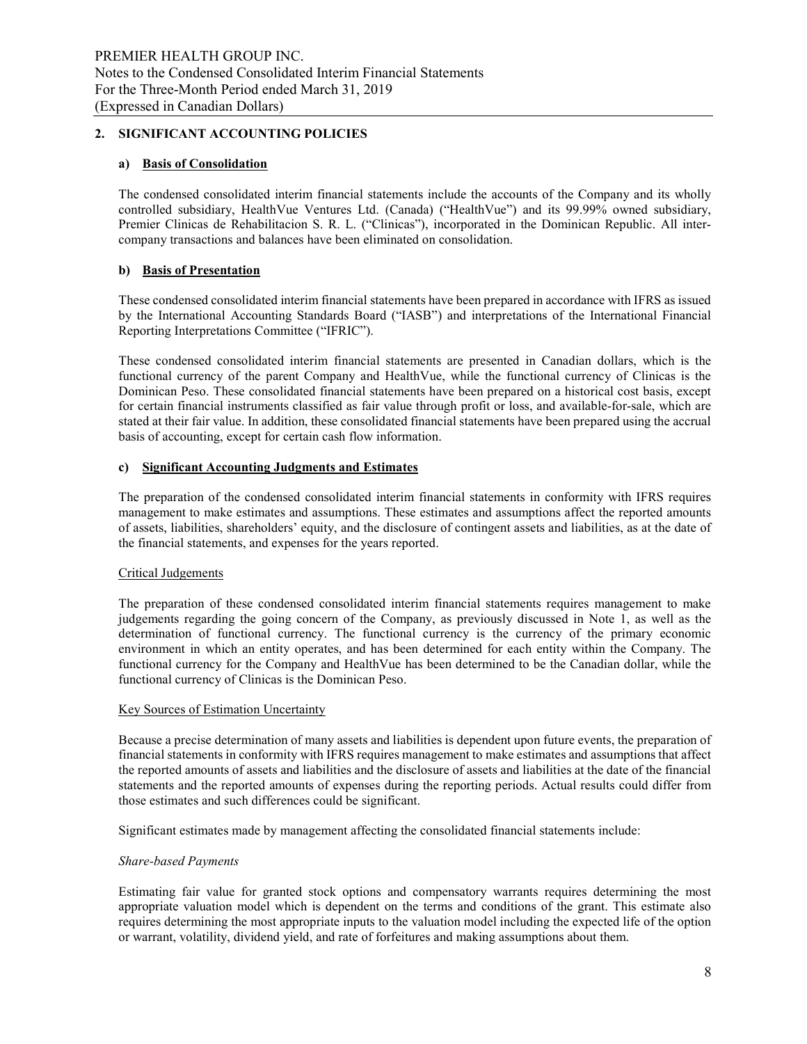## 2. SIGNIFICANT ACCOUNTING POLICIES

### a) Basis of Consolidation

The condensed consolidated interim financial statements include the accounts of the Company and its wholly controlled subsidiary, HealthVue Ventures Ltd. (Canada) ("HealthVue") and its 99.99% owned subsidiary, Premier Clinicas de Rehabilitacion S. R. L. ("Clinicas"), incorporated in the Dominican Republic. All inter-company transactions and balances have been eliminated on consolidation.

### b) Basis of Presentation

These condensed consolidated interim financial statements have been prepared in accordance with IFRS as issued by the International Accounting Standards Board ("IASB") and interpretations of the International Financial Reporting Interpretations Committee ("IFRIC").

These condensed consolidated interim financial statements are presented in Canadian dollars, which is the functional currency of the parent Company and HealthVue, while the functional currency of Clinicas is the Dominican Peso. These consolidated financial statements have been prepared on a historical cost basis, except for certain financial instruments classified as fair value through profit or loss, and available-for-sale, which are stated at their fair value. In addition, these consolidated financial statements have been prepared using the accrual basis of accounting, except for certain cash flow information.

### c) Significant Accounting Judgments and Estimates

The preparation of the condensed consolidated interim financial statements in conformity with IFRS requires management to make estimates and assumptions. These estimates and assumptions affect the reported amounts of assets, liabilities, shareholders' equity, and the disclosure of contingent assets and liabilities, as at the date of the financial statements, and expenses for the years reported.

Critical Judgements

The preparation of these condensed consolidated interim financial statements requires management to make judgements regarding the going concern of the Company, as previously discussed in Note 1, as well as the determination of functional currency. The functional currency is the currency of the primary economic environment in which an entity operates, and has been determined for each entity within the Company. The functional currency for the Company and HealthVue has been determined to be the Canadian dollar, while the functional currency of Clinicas is the Dominican Peso.

Key Sources of Estimation Uncertainty

Because a precise determination of many assets and liabilities is dependent upon future events, the preparation of financial statements in conformity with IFRS requires management to make estimates and assumptions that affect the reported amounts of assets and liabilities and the disclosure of assets and liabilities at the date of the financial statements and the reported amounts of expenses during the reporting periods. Actual results could differ from those estimates and such differences could be significant.

Significant estimates made by management affecting the consolidated financial statements include:

*Share-based Payments*

Estimating fair value for granted stock options and compensatory warrants requires determining the most appropriate valuation model which is dependent on the terms and conditions of the grant. This estimate also requires determining the most appropriate inputs to the valuation model including the expected life of the option or warrant, volatility, dividend yield, and rate of forfeitures and making assumptions about them.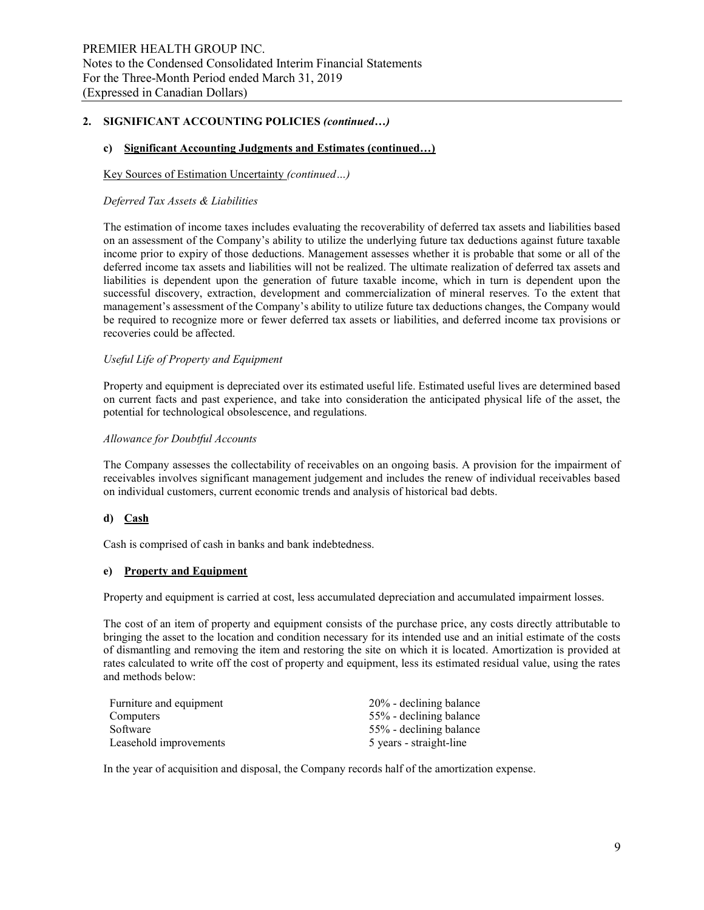## 2. SIGNIFICANT ACCOUNTING POLICIES *(continued…)*

### c) Significant Accounting Judgments and Estimates (continued…)

Key Sources of Estimation Uncertainty *(continued…)*

*Deferred Tax Assets & Liabilities*

The estimation of income taxes includes evaluating the recoverability of deferred tax assets and liabilities based on an assessment of the Company's ability to utilize the underlying future tax deductions against future taxable income prior to expiry of those deductions. Management assesses whether it is probable that some or all of the deferred income tax assets and liabilities will not be realized. The ultimate realization of deferred tax assets and liabilities is dependent upon the generation of future taxable income, which in turn is dependent upon the successful discovery, extraction, development and commercialization of mineral reserves. To the extent that management's assessment of the Company's ability to utilize future tax deductions changes, the Company would be required to recognize more or fewer deferred tax assets or liabilities, and deferred income tax provisions or recoveries could be affected.

*Useful Life of Property and Equipment*

Property and equipment is depreciated over its estimated useful life. Estimated useful lives are determined based on current facts and past experience, and take into consideration the anticipated physical life of the asset, the potential for technological obsolescence, and regulations.

*Allowance for Doubtful Accounts*

The Company assesses the collectability of receivables on an ongoing basis. A provision for the impairment of receivables involves significant management judgement and includes the renew of individual receivables based on individual customers, current economic trends and analysis of historical bad debts.

### d) Cash

Cash is comprised of cash in banks and bank indebtedness.

### e) Property and Equipment

Property and equipment is carried at cost, less accumulated depreciation and accumulated impairment losses.

The cost of an item of property and equipment consists of the purchase price, any costs directly attributable to bringing the asset to the location and condition necessary for its intended use and an initial estimate of the costs of dismantling and removing the item and restoring the site on which it is located. Amortization is provided at rates calculated to write off the cost of property and equipment, less its estimated residual value, using the rates and methods below:

| | |
|---|---|
| Furniture and equipment | 20% - declining balance |
| Computers | 55% - declining balance |
| Software | 55% - declining balance |
| Leasehold improvements | 5 years - straight-line |

In the year of acquisition and disposal, the Company records half of the amortization expense.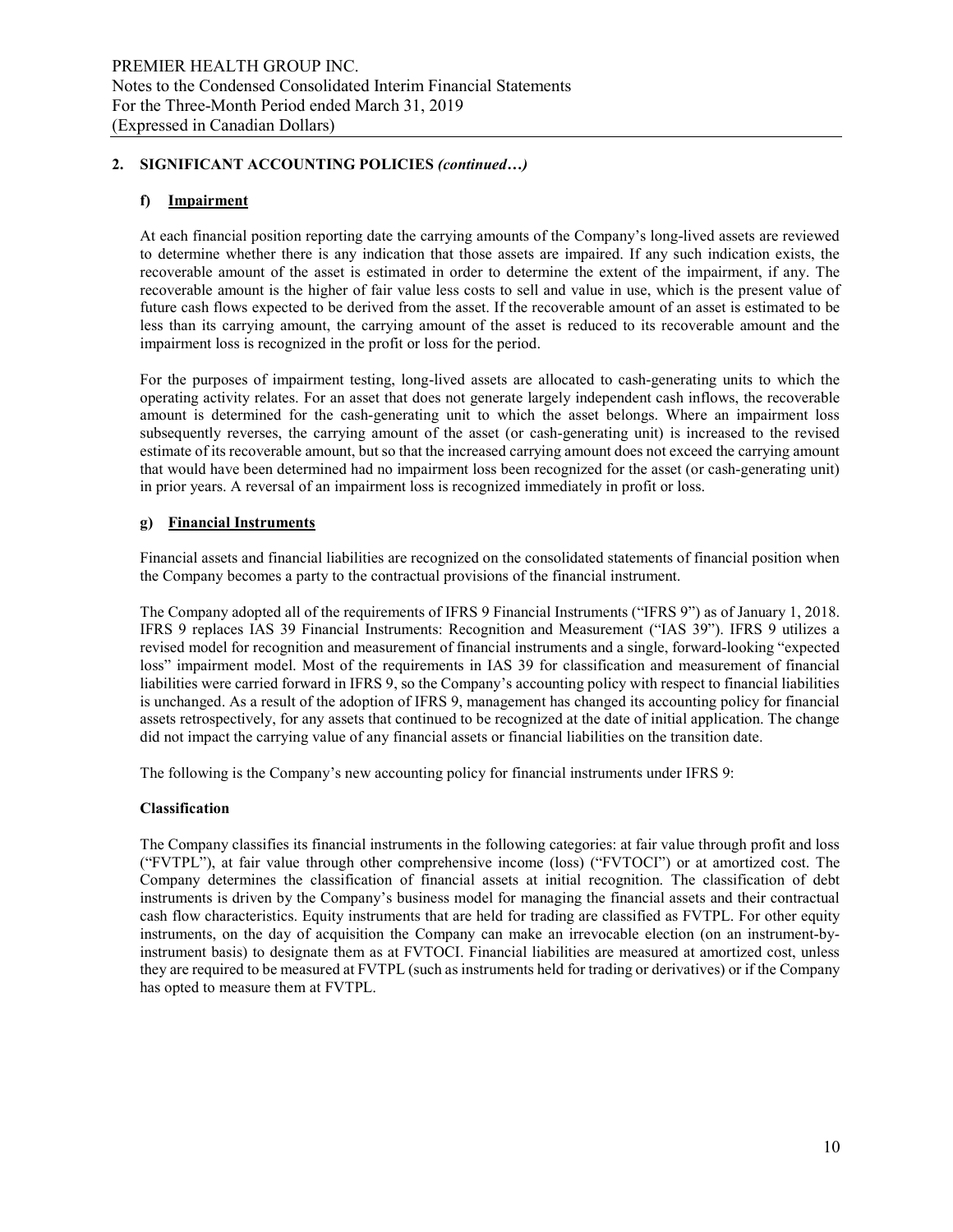## 2. SIGNIFICANT ACCOUNTING POLICIES *(continued…)*

### f) Impairment

At each financial position reporting date the carrying amounts of the Company's long-lived assets are reviewed to determine whether there is any indication that those assets are impaired. If any such indication exists, the recoverable amount of the asset is estimated in order to determine the extent of the impairment, if any. The recoverable amount is the higher of fair value less costs to sell and value in use, which is the present value of future cash flows expected to be derived from the asset. If the recoverable amount of an asset is estimated to be less than its carrying amount, the carrying amount of the asset is reduced to its recoverable amount and the impairment loss is recognized in the profit or loss for the period.

For the purposes of impairment testing, long-lived assets are allocated to cash-generating units to which the operating activity relates. For an asset that does not generate largely independent cash inflows, the recoverable amount is determined for the cash-generating unit to which the asset belongs. Where an impairment loss subsequently reverses, the carrying amount of the asset (or cash-generating unit) is increased to the revised estimate of its recoverable amount, but so that the increased carrying amount does not exceed the carrying amount that would have been determined had no impairment loss been recognized for the asset (or cash-generating unit) in prior years. A reversal of an impairment loss is recognized immediately in profit or loss.

### g) Financial Instruments

Financial assets and financial liabilities are recognized on the consolidated statements of financial position when the Company becomes a party to the contractual provisions of the financial instrument.

The Company adopted all of the requirements of IFRS 9 Financial Instruments ("IFRS 9") as of January 1, 2018. IFRS 9 replaces IAS 39 Financial Instruments: Recognition and Measurement ("IAS 39"). IFRS 9 utilizes a revised model for recognition and measurement of financial instruments and a single, forward-looking "expected loss" impairment model. Most of the requirements in IAS 39 for classification and measurement of financial liabilities were carried forward in IFRS 9, so the Company's accounting policy with respect to financial liabilities is unchanged. As a result of the adoption of IFRS 9, management has changed its accounting policy for financial assets retrospectively, for any assets that continued to be recognized at the date of initial application. The change did not impact the carrying value of any financial assets or financial liabilities on the transition date.

The following is the Company's new accounting policy for financial instruments under IFRS 9:

**Classification**

The Company classifies its financial instruments in the following categories: at fair value through profit and loss ("FVTPL"), at fair value through other comprehensive income (loss) ("FVTOCI") or at amortized cost. The Company determines the classification of financial assets at initial recognition. The classification of debt instruments is driven by the Company's business model for managing the financial assets and their contractual cash flow characteristics. Equity instruments that are held for trading are classified as FVTPL. For other equity instruments, on the day of acquisition the Company can make an irrevocable election (on an instrument-by-instrument basis) to designate them as at FVTOCI. Financial liabilities are measured at amortized cost, unless they are required to be measured at FVTPL (such as instruments held for trading or derivatives) or if the Company has opted to measure them at FVTPL.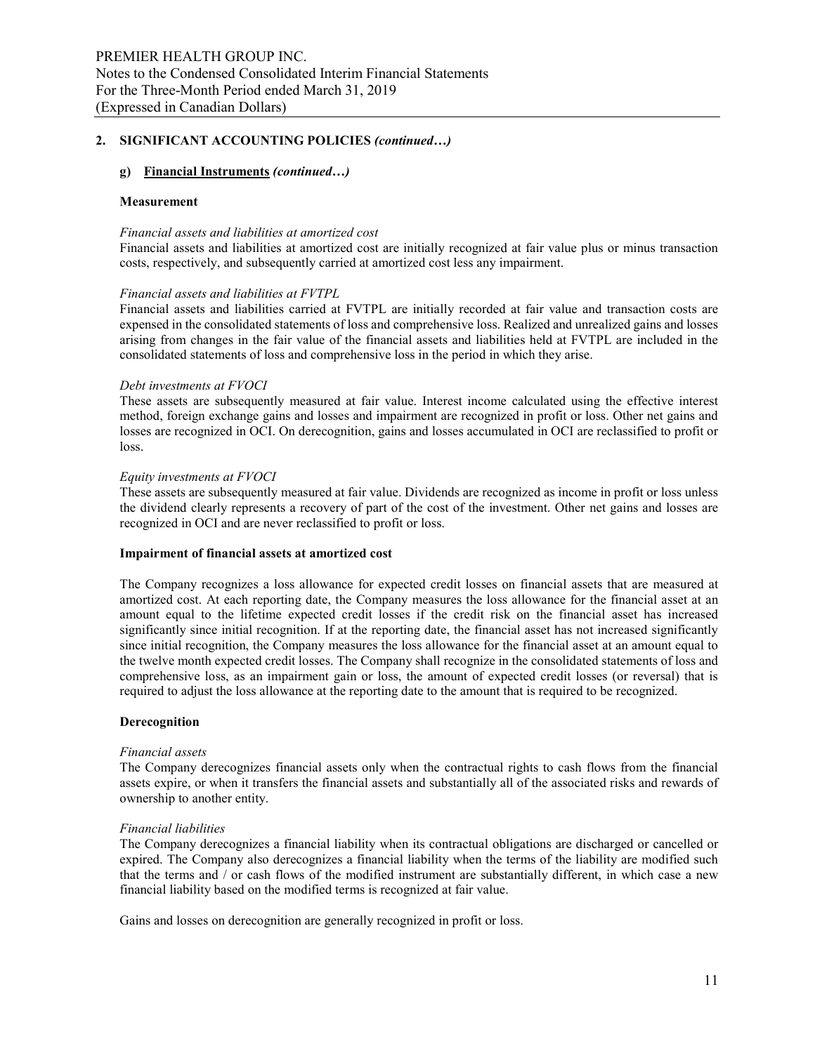## 2. SIGNIFICANT ACCOUNTING POLICIES *(continued…)*

### g) Financial Instruments *(continued…)*

**Measurement**

*Financial assets and liabilities at amortized cost*
Financial assets and liabilities at amortized cost are initially recognized at fair value plus or minus transaction costs, respectively, and subsequently carried at amortized cost less any impairment.

*Financial assets and liabilities at FVTPL*
Financial assets and liabilities carried at FVTPL are initially recorded at fair value and transaction costs are expensed in the consolidated statements of loss and comprehensive loss. Realized and unrealized gains and losses arising from changes in the fair value of the financial assets and liabilities held at FVTPL are included in the consolidated statements of loss and comprehensive loss in the period in which they arise.

*Debt investments at FVOCI*
These assets are subsequently measured at fair value. Interest income calculated using the effective interest method, foreign exchange gains and losses and impairment are recognized in profit or loss. Other net gains and losses are recognized in OCI. On derecognition, gains and losses accumulated in OCI are reclassified to profit or loss.

*Equity investments at FVOCI*
These assets are subsequently measured at fair value. Dividends are recognized as income in profit or loss unless the dividend clearly represents a recovery of part of the cost of the investment. Other net gains and losses are recognized in OCI and are never reclassified to profit or loss.

**Impairment of financial assets at amortized cost**

The Company recognizes a loss allowance for expected credit losses on financial assets that are measured at amortized cost. At each reporting date, the Company measures the loss allowance for the financial asset at an amount equal to the lifetime expected credit losses if the credit risk on the financial asset has increased significantly since initial recognition. If at the reporting date, the financial asset has not increased significantly since initial recognition, the Company measures the loss allowance for the financial asset at an amount equal to the twelve month expected credit losses. The Company shall recognize in the consolidated statements of loss and comprehensive loss, as an impairment gain or loss, the amount of expected credit losses (or reversal) that is required to adjust the loss allowance at the reporting date to the amount that is required to be recognized.

**Derecognition**

*Financial assets*
The Company derecognizes financial assets only when the contractual rights to cash flows from the financial assets expire, or when it transfers the financial assets and substantially all of the associated risks and rewards of ownership to another entity.

*Financial liabilities*
The Company derecognizes a financial liability when its contractual obligations are discharged or cancelled or expired. The Company also derecognizes a financial liability when the terms of the liability are modified such that the terms and / or cash flows of the modified instrument are substantially different, in which case a new financial liability based on the modified terms is recognized at fair value.

Gains and losses on derecognition are generally recognized in profit or loss.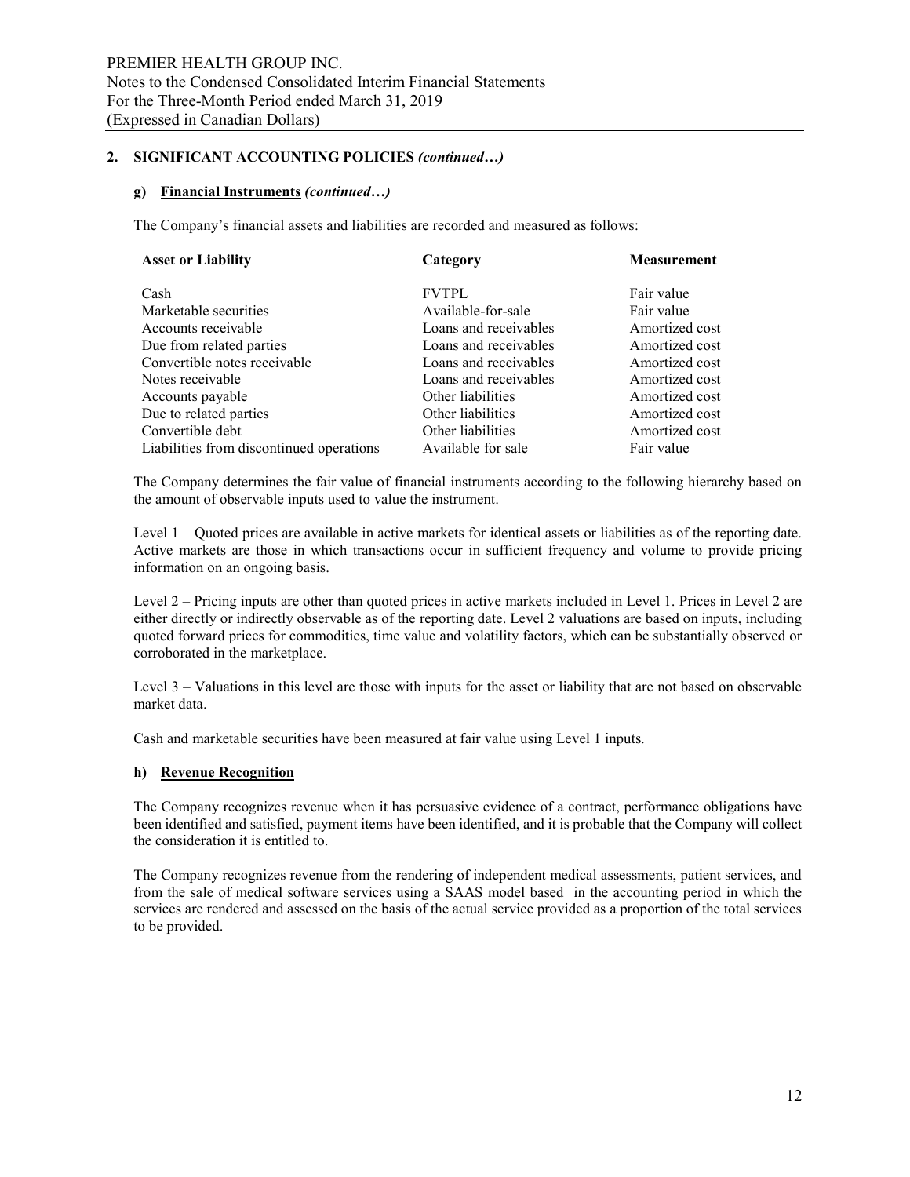## 2. SIGNIFICANT ACCOUNTING POLICIES *(continued…)*

### g) Financial Instruments *(continued…)*

The Company's financial assets and liabilities are recorded and measured as follows:

| Asset or Liability | Category | Measurement |
|---|---|---|
| Cash | FVTPL | Fair value |
| Marketable securities | Available-for-sale | Fair value |
| Accounts receivable | Loans and receivables | Amortized cost |
| Due from related parties | Loans and receivables | Amortized cost |
| Convertible notes receivable | Loans and receivables | Amortized cost |
| Notes receivable | Loans and receivables | Amortized cost |
| Accounts payable | Other liabilities | Amortized cost |
| Due to related parties | Other liabilities | Amortized cost |
| Convertible debt | Other liabilities | Amortized cost |
| Liabilities from discontinued operations | Available for sale | Fair value |

The Company determines the fair value of financial instruments according to the following hierarchy based on the amount of observable inputs used to value the instrument.

Level 1 – Quoted prices are available in active markets for identical assets or liabilities as of the reporting date. Active markets are those in which transactions occur in sufficient frequency and volume to provide pricing information on an ongoing basis.

Level 2 – Pricing inputs are other than quoted prices in active markets included in Level 1. Prices in Level 2 are either directly or indirectly observable as of the reporting date. Level 2 valuations are based on inputs, including quoted forward prices for commodities, time value and volatility factors, which can be substantially observed or corroborated in the marketplace.

Level 3 – Valuations in this level are those with inputs for the asset or liability that are not based on observable market data.

Cash and marketable securities have been measured at fair value using Level 1 inputs.

### h) Revenue Recognition

The Company recognizes revenue when it has persuasive evidence of a contract, performance obligations have been identified and satisfied, payment items have been identified, and it is probable that the Company will collect the consideration it is entitled to.

The Company recognizes revenue from the rendering of independent medical assessments, patient services, and from the sale of medical software services using a SAAS model based in the accounting period in which the services are rendered and assessed on the basis of the actual service provided as a proportion of the total services to be provided.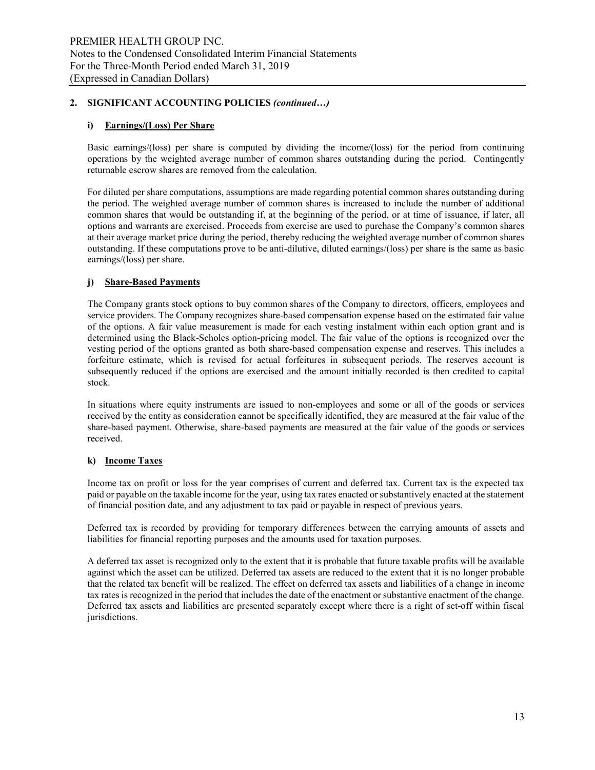## 2. SIGNIFICANT ACCOUNTING POLICIES *(continued…)*

### i) Earnings/(Loss) Per Share

Basic earnings/(loss) per share is computed by dividing the income/(loss) for the period from continuing operations by the weighted average number of common shares outstanding during the period. Contingently returnable escrow shares are removed from the calculation.

For diluted per share computations, assumptions are made regarding potential common shares outstanding during the period. The weighted average number of common shares is increased to include the number of additional common shares that would be outstanding if, at the beginning of the period, or at time of issuance, if later, all options and warrants are exercised. Proceeds from exercise are used to purchase the Company's common shares at their average market price during the period, thereby reducing the weighted average number of common shares outstanding. If these computations prove to be anti-dilutive, diluted earnings/(loss) per share is the same as basic earnings/(loss) per share.

### j) Share-Based Payments

The Company grants stock options to buy common shares of the Company to directors, officers, employees and service providers. The Company recognizes share-based compensation expense based on the estimated fair value of the options. A fair value measurement is made for each vesting instalment within each option grant and is determined using the Black-Scholes option-pricing model. The fair value of the options is recognized over the vesting period of the options granted as both share-based compensation expense and reserves. This includes a forfeiture estimate, which is revised for actual forfeitures in subsequent periods. The reserves account is subsequently reduced if the options are exercised and the amount initially recorded is then credited to capital stock.

In situations where equity instruments are issued to non-employees and some or all of the goods or services received by the entity as consideration cannot be specifically identified, they are measured at the fair value of the share-based payment. Otherwise, share-based payments are measured at the fair value of the goods or services received.

### k) Income Taxes

Income tax on profit or loss for the year comprises of current and deferred tax. Current tax is the expected tax paid or payable on the taxable income for the year, using tax rates enacted or substantively enacted at the statement of financial position date, and any adjustment to tax paid or payable in respect of previous years.

Deferred tax is recorded by providing for temporary differences between the carrying amounts of assets and liabilities for financial reporting purposes and the amounts used for taxation purposes.

A deferred tax asset is recognized only to the extent that it is probable that future taxable profits will be available against which the asset can be utilized. Deferred tax assets are reduced to the extent that it is no longer probable that the related tax benefit will be realized. The effect on deferred tax assets and liabilities of a change in income tax rates is recognized in the period that includes the date of the enactment or substantive enactment of the change. Deferred tax assets and liabilities are presented separately except where there is a right of set-off within fiscal jurisdictions.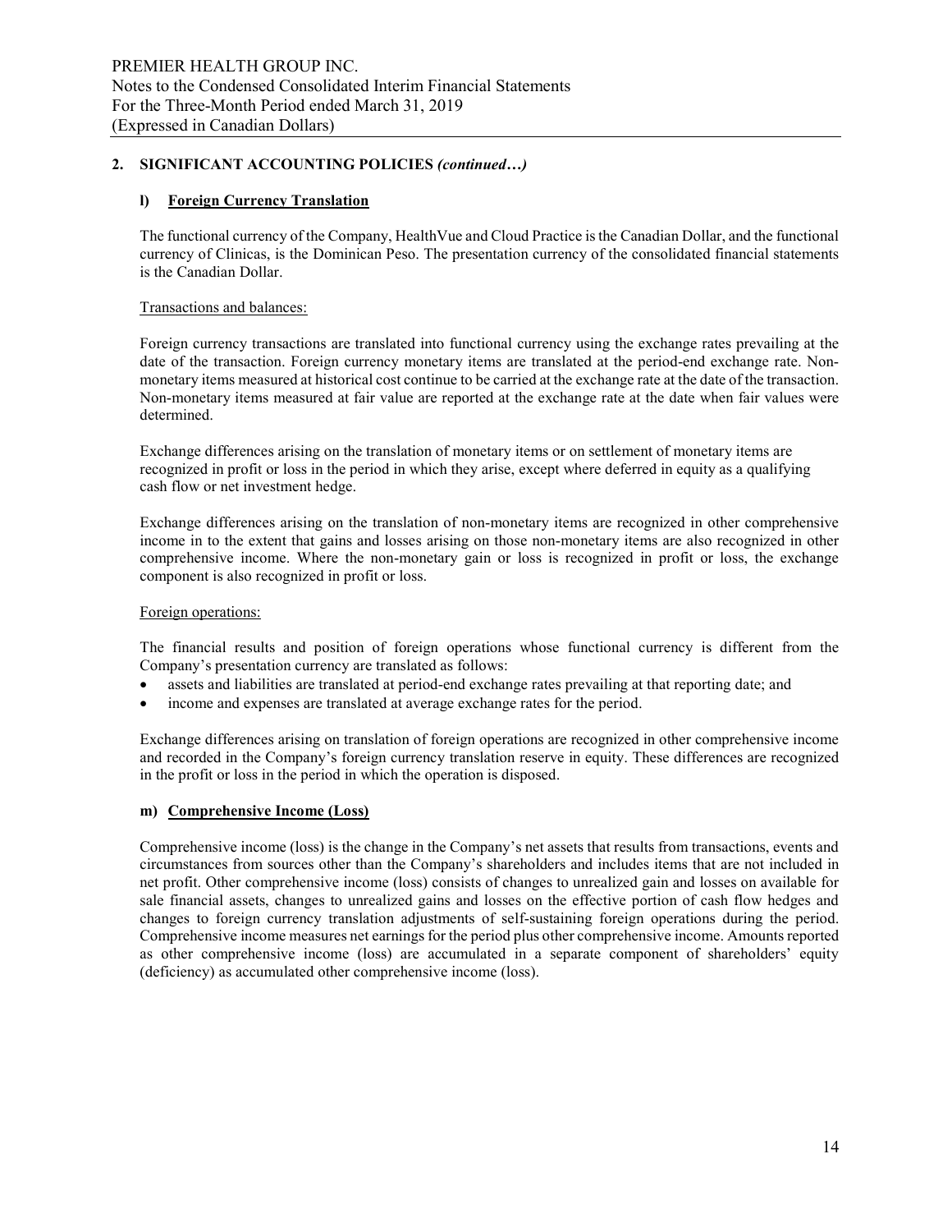## 2. SIGNIFICANT ACCOUNTING POLICIES *(continued…)*

### l) Foreign Currency Translation

The functional currency of the Company, HealthVue and Cloud Practice is the Canadian Dollar, and the functional currency of Clinicas, is the Dominican Peso. The presentation currency of the consolidated financial statements is the Canadian Dollar.

Transactions and balances:

Foreign currency transactions are translated into functional currency using the exchange rates prevailing at the date of the transaction. Foreign currency monetary items are translated at the period-end exchange rate. Non-monetary items measured at historical cost continue to be carried at the exchange rate at the date of the transaction. Non-monetary items measured at fair value are reported at the exchange rate at the date when fair values were determined.

Exchange differences arising on the translation of monetary items or on settlement of monetary items are recognized in profit or loss in the period in which they arise, except where deferred in equity as a qualifying cash flow or net investment hedge.

Exchange differences arising on the translation of non-monetary items are recognized in other comprehensive income in to the extent that gains and losses arising on those non-monetary items are also recognized in other comprehensive income. Where the non-monetary gain or loss is recognized in profit or loss, the exchange component is also recognized in profit or loss.

Foreign operations:

The financial results and position of foreign operations whose functional currency is different from the Company's presentation currency are translated as follows:

- assets and liabilities are translated at period-end exchange rates prevailing at that reporting date; and
- income and expenses are translated at average exchange rates for the period.

Exchange differences arising on translation of foreign operations are recognized in other comprehensive income and recorded in the Company's foreign currency translation reserve in equity. These differences are recognized in the profit or loss in the period in which the operation is disposed.

### m) Comprehensive Income (Loss)

Comprehensive income (loss) is the change in the Company's net assets that results from transactions, events and circumstances from sources other than the Company's shareholders and includes items that are not included in net profit. Other comprehensive income (loss) consists of changes to unrealized gain and losses on available for sale financial assets, changes to unrealized gains and losses on the effective portion of cash flow hedges and changes to foreign currency translation adjustments of self-sustaining foreign operations during the period. Comprehensive income measures net earnings for the period plus other comprehensive income. Amounts reported as other comprehensive income (loss) are accumulated in a separate component of shareholders' equity (deficiency) as accumulated other comprehensive income (loss).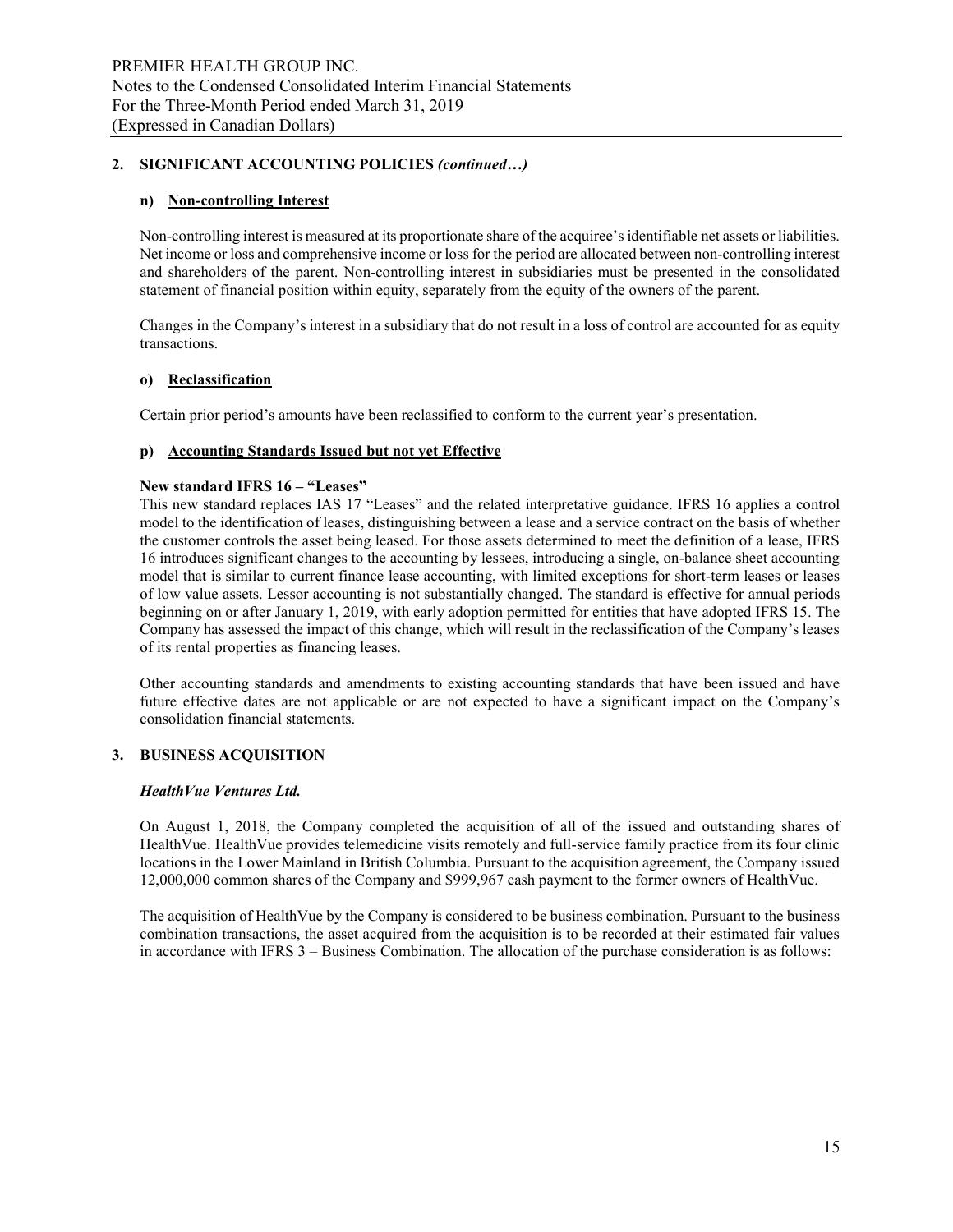## 2. SIGNIFICANT ACCOUNTING POLICIES *(continued…)*

### n) Non-controlling Interest

Non-controlling interest is measured at its proportionate share of the acquiree's identifiable net assets or liabilities. Net income or loss and comprehensive income or loss for the period are allocated between non-controlling interest and shareholders of the parent. Non-controlling interest in subsidiaries must be presented in the consolidated statement of financial position within equity, separately from the equity of the owners of the parent.

Changes in the Company's interest in a subsidiary that do not result in a loss of control are accounted for as equity transactions.

### o) Reclassification

Certain prior period's amounts have been reclassified to conform to the current year's presentation.

### p) Accounting Standards Issued but not yet Effective

**New standard IFRS 16 – "Leases"**

This new standard replaces IAS 17 "Leases" and the related interpretative guidance. IFRS 16 applies a control model to the identification of leases, distinguishing between a lease and a service contract on the basis of whether the customer controls the asset being leased. For those assets determined to meet the definition of a lease, IFRS 16 introduces significant changes to the accounting by lessees, introducing a single, on-balance sheet accounting model that is similar to current finance lease accounting, with limited exceptions for short-term leases or leases of low value assets. Lessor accounting is not substantially changed. The standard is effective for annual periods beginning on or after January 1, 2019, with early adoption permitted for entities that have adopted IFRS 15. The Company has assessed the impact of this change, which will result in the reclassification of the Company's leases of its rental properties as financing leases.

Other accounting standards and amendments to existing accounting standards that have been issued and have future effective dates are not applicable or are not expected to have a significant impact on the Company's consolidation financial statements.

## 3. BUSINESS ACQUISITION

***HealthVue Ventures Ltd.***

On August 1, 2018, the Company completed the acquisition of all of the issued and outstanding shares of HealthVue. HealthVue provides telemedicine visits remotely and full-service family practice from its four clinic locations in the Lower Mainland in British Columbia. Pursuant to the acquisition agreement, the Company issued 12,000,000 common shares of the Company and $999,967 cash payment to the former owners of HealthVue.

The acquisition of HealthVue by the Company is considered to be business combination. Pursuant to the business combination transactions, the asset acquired from the acquisition is to be recorded at their estimated fair values in accordance with IFRS 3 – Business Combination. The allocation of the purchase consideration is as follows: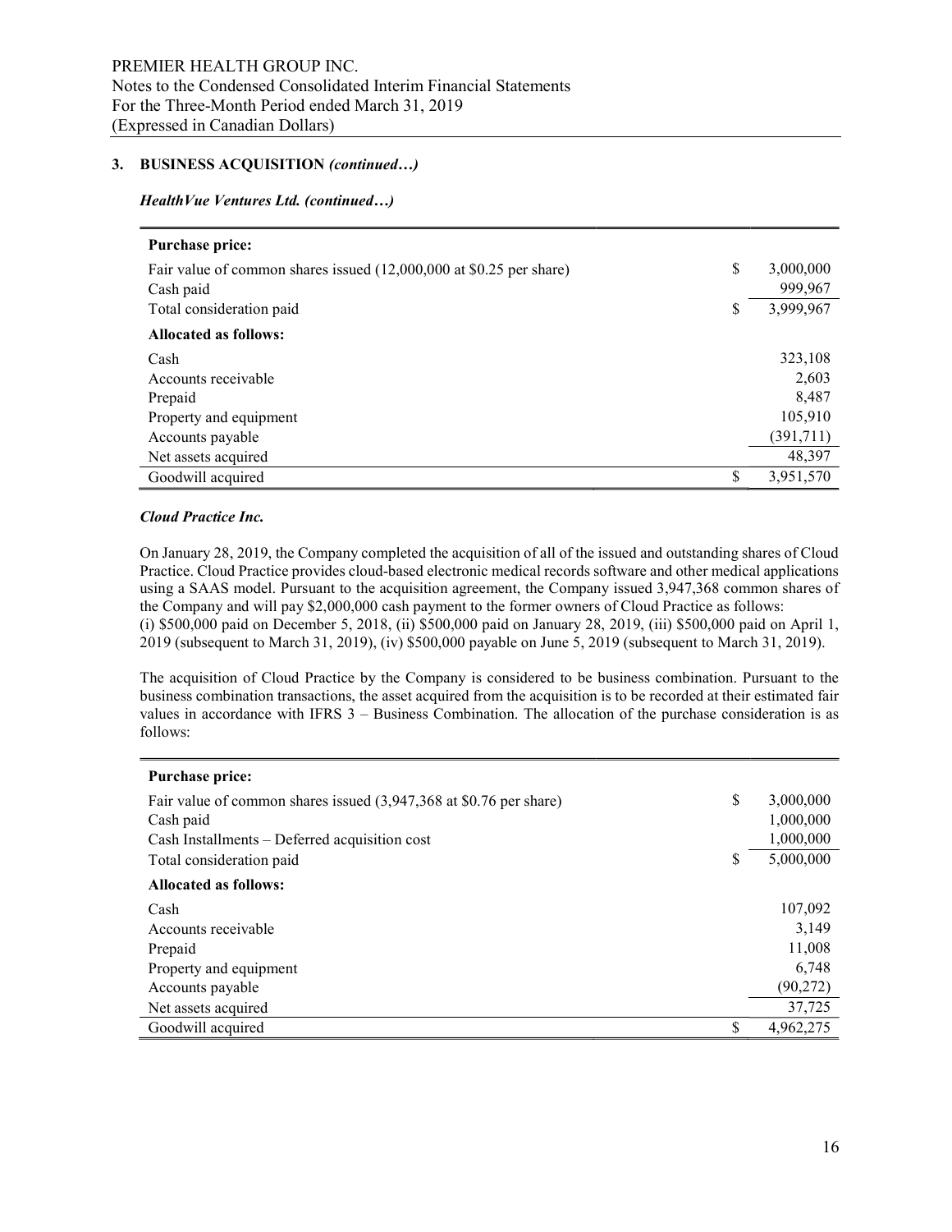## 3. BUSINESS ACQUISITION *(continued…)*

### *HealthVue Ventures Ltd. (continued…)*

| | | |
|---|---|---|
| **Purchase price:** | | |
| Fair value of common shares issued (12,000,000 at $0.25 per share) | $ | 3,000,000 |
| Cash paid | | 999,967 |
| Total consideration paid | $ | 3,999,967 |
| **Allocated as follows:** | | |
| Cash | | 323,108 |
| Accounts receivable | | 2,603 |
| Prepaid | | 8,487 |
| Property and equipment | | 105,910 |
| Accounts payable | | (391,711) |
| Net assets acquired | | 48,397 |
| Goodwill acquired | $ | 3,951,570 |

### *Cloud Practice Inc.*

On January 28, 2019, the Company completed the acquisition of all of the issued and outstanding shares of Cloud Practice. Cloud Practice provides cloud-based electronic medical records software and other medical applications using a SAAS model. Pursuant to the acquisition agreement, the Company issued 3,947,368 common shares of the Company and will pay $2,000,000 cash payment to the former owners of Cloud Practice as follows:
(i) $500,000 paid on December 5, 2018, (ii) $500,000 paid on January 28, 2019, (iii) $500,000 paid on April 1, 2019 (subsequent to March 31, 2019), (iv) $500,000 payable on June 5, 2019 (subsequent to March 31, 2019).

The acquisition of Cloud Practice by the Company is considered to be business combination. Pursuant to the business combination transactions, the asset acquired from the acquisition is to be recorded at their estimated fair values in accordance with IFRS 3 – Business Combination. The allocation of the purchase consideration is as follows:

| | | |
|---|---|---|
| **Purchase price:** | | |
| Fair value of common shares issued (3,947,368 at $0.76 per share) | $ | 3,000,000 |
| Cash paid | | 1,000,000 |
| Cash Installments – Deferred acquisition cost | | 1,000,000 |
| Total consideration paid | $ | 5,000,000 |
| **Allocated as follows:** | | |
| Cash | | 107,092 |
| Accounts receivable | | 3,149 |
| Prepaid | | 11,008 |
| Property and equipment | | 6,748 |
| Accounts payable | | (90,272) |
| Net assets acquired | | 37,725 |
| Goodwill acquired | $ | 4,962,275 |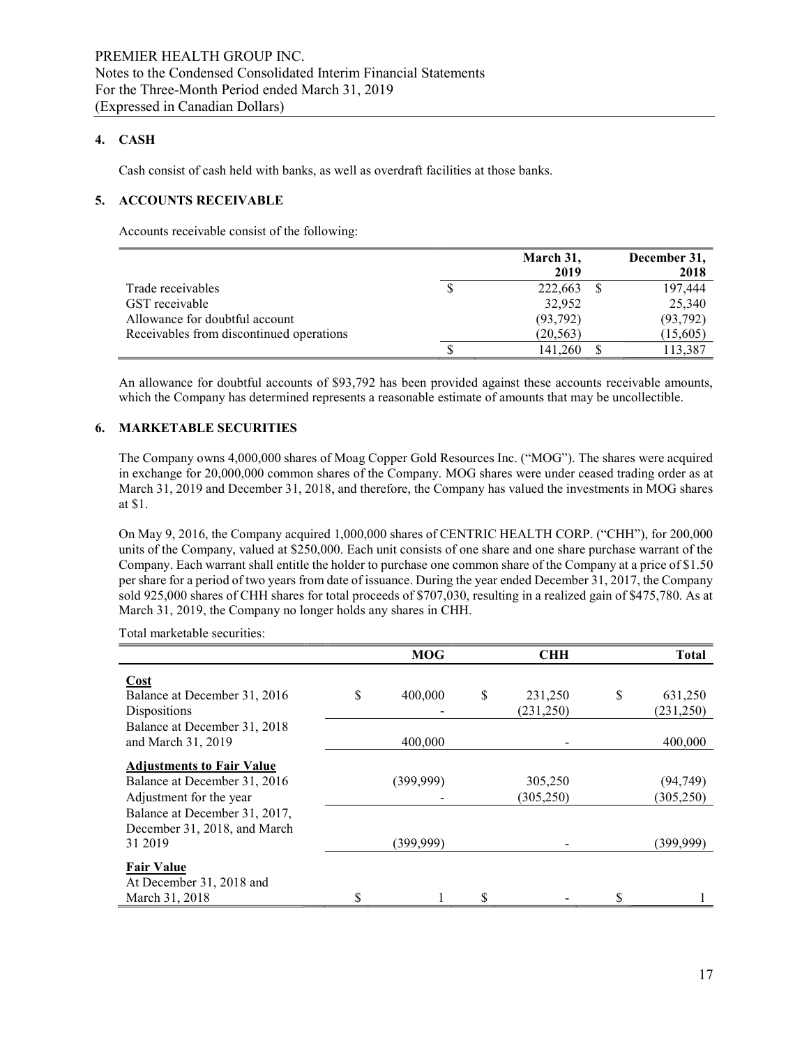## 4. CASH

Cash consist of cash held with banks, as well as overdraft facilities at those banks.

## 5. ACCOUNTS RECEIVABLE

Accounts receivable consist of the following:

| | March 31, 2019 | December 31, 2018 |
|---|---|---|
| Trade receivables | $ 222,663 | $ 197,444 |
| GST receivable | 32,952 | 25,340 |
| Allowance for doubtful account | (93,792) | (93,792) |
| Receivables from discontinued operations | (20,563) | (15,605) |
| | $ 141,260 | $ 113,387 |

An allowance for doubtful accounts of $93,792 has been provided against these accounts receivable amounts, which the Company has determined represents a reasonable estimate of amounts that may be uncollectible.

## 6. MARKETABLE SECURITIES

The Company owns 4,000,000 shares of Moag Copper Gold Resources Inc. ("MOG"). The shares were acquired in exchange for 20,000,000 common shares of the Company. MOG shares were under ceased trading order as at March 31, 2019 and December 31, 2018, and therefore, the Company has valued the investments in MOG shares at $1.

On May 9, 2016, the Company acquired 1,000,000 shares of CENTRIC HEALTH CORP. ("CHH"), for 200,000 units of the Company, valued at $250,000. Each unit consists of one share and one share purchase warrant of the Company. Each warrant shall entitle the holder to purchase one common share of the Company at a price of $1.50 per share for a period of two years from date of issuance. During the year ended December 31, 2017, the Company sold 925,000 shares of CHH shares for total proceeds of $707,030, resulting in a realized gain of $475,780. As at March 31, 2019, the Company no longer holds any shares in CHH.

Total marketable securities:

| | MOG | CHH | Total |
|---|---|---|---|
| **Cost** | | | |
| Balance at December 31, 2016 | $ 400,000 | $ 231,250 | $ 631,250 |
| Dispositions | - | (231,250) | (231,250) |
| Balance at December 31, 2018 and March 31, 2019 | 400,000 | - | 400,000 |
| **Adjustments to Fair Value** | | | |
| Balance at December 31, 2016 | (399,999) | 305,250 | (94,749) |
| Adjustment for the year | - | (305,250) | (305,250) |
| Balance at December 31, 2017, December 31, 2018, and March 31 2019 | (399,999) | - | (399,999) |
| **Fair Value** | | | |
| At December 31, 2018 and March 31, 2018 | $ 1 | $ - | $ 1 |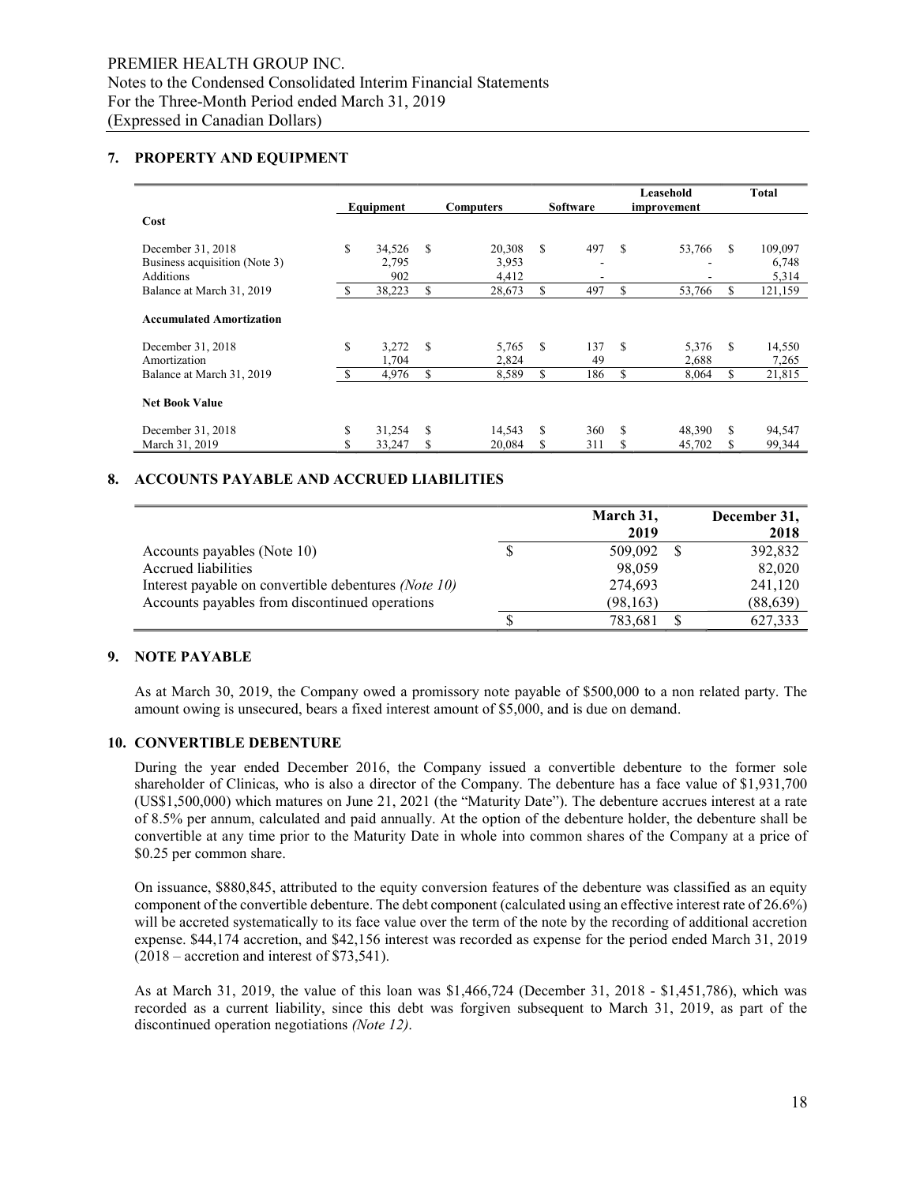## 7. PROPERTY AND EQUIPMENT

| | Equipment | Computers | Software | Leasehold improvement | Total |
|---|---|---|---|---|---|
| **Cost** | | | | | |
| December 31, 2018 | $ 34,526 | $ 20,308 | $ 497 | $ 53,766 | $ 109,097 |
| Business acquisition (Note 3) | 2,795 | 3,953 | - | - | 6,748 |
| Additions | 902 | 4,412 | - | - | 5,314 |
| Balance at March 31, 2019 | $ 38,223 | $ 28,673 | $ 497 | $ 53,766 | $ 121,159 |
| **Accumulated Amortization** | | | | | |
| December 31, 2018 | $ 3,272 | $ 5,765 | $ 137 | $ 5,376 | $ 14,550 |
| Amortization | 1,704 | 2,824 | 49 | 2,688 | 7,265 |
| Balance at March 31, 2019 | $ 4,976 | $ 8,589 | $ 186 | $ 8,064 | $ 21,815 |
| **Net Book Value** | | | | | |
| December 31, 2018 | $ 31,254 | $ 14,543 | $ 360 | $ 48,390 | $ 94,547 |
| March 31, 2019 | $ 33,247 | $ 20,084 | $ 311 | $ 45,702 | $ 99,344 |

## 8. ACCOUNTS PAYABLE AND ACCRUED LIABILITIES

| | March 31, 2019 | December 31, 2018 |
|---|---|---|
| Accounts payables (Note 10) | $ 509,092 | $ 392,832 |
| Accrued liabilities | 98,059 | 82,020 |
| Interest payable on convertible debentures *(Note 10)* | 274,693 | 241,120 |
| Accounts payables from discontinued operations | (98,163) | (88,639) |
| | $ 783,681 | $ 627,333 |

## 9. NOTE PAYABLE

As at March 30, 2019, the Company owed a promissory note payable of $500,000 to a non related party. The amount owing is unsecured, bears a fixed interest amount of $5,000, and is due on demand.

## 10. CONVERTIBLE DEBENTURE

During the year ended December 2016, the Company issued a convertible debenture to the former sole shareholder of Clinicas, who is also a director of the Company. The debenture has a face value of $1,931,700 (US$1,500,000) which matures on June 21, 2021 (the "Maturity Date"). The debenture accrues interest at a rate of 8.5% per annum, calculated and paid annually. At the option of the debenture holder, the debenture shall be convertible at any time prior to the Maturity Date in whole into common shares of the Company at a price of $0.25 per common share.

On issuance, $880,845, attributed to the equity conversion features of the debenture was classified as an equity component of the convertible debenture. The debt component (calculated using an effective interest rate of 26.6%) will be accreted systematically to its face value over the term of the note by the recording of additional accretion expense. $44,174 accretion, and $42,156 interest was recorded as expense for the period ended March 31, 2019 (2018 – accretion and interest of $73,541).

As at March 31, 2019, the value of this loan was $1,466,724 (December 31, 2018 - $1,451,786), which was recorded as a current liability, since this debt was forgiven subsequent to March 31, 2019, as part of the discontinued operation negotiations *(Note 12)*.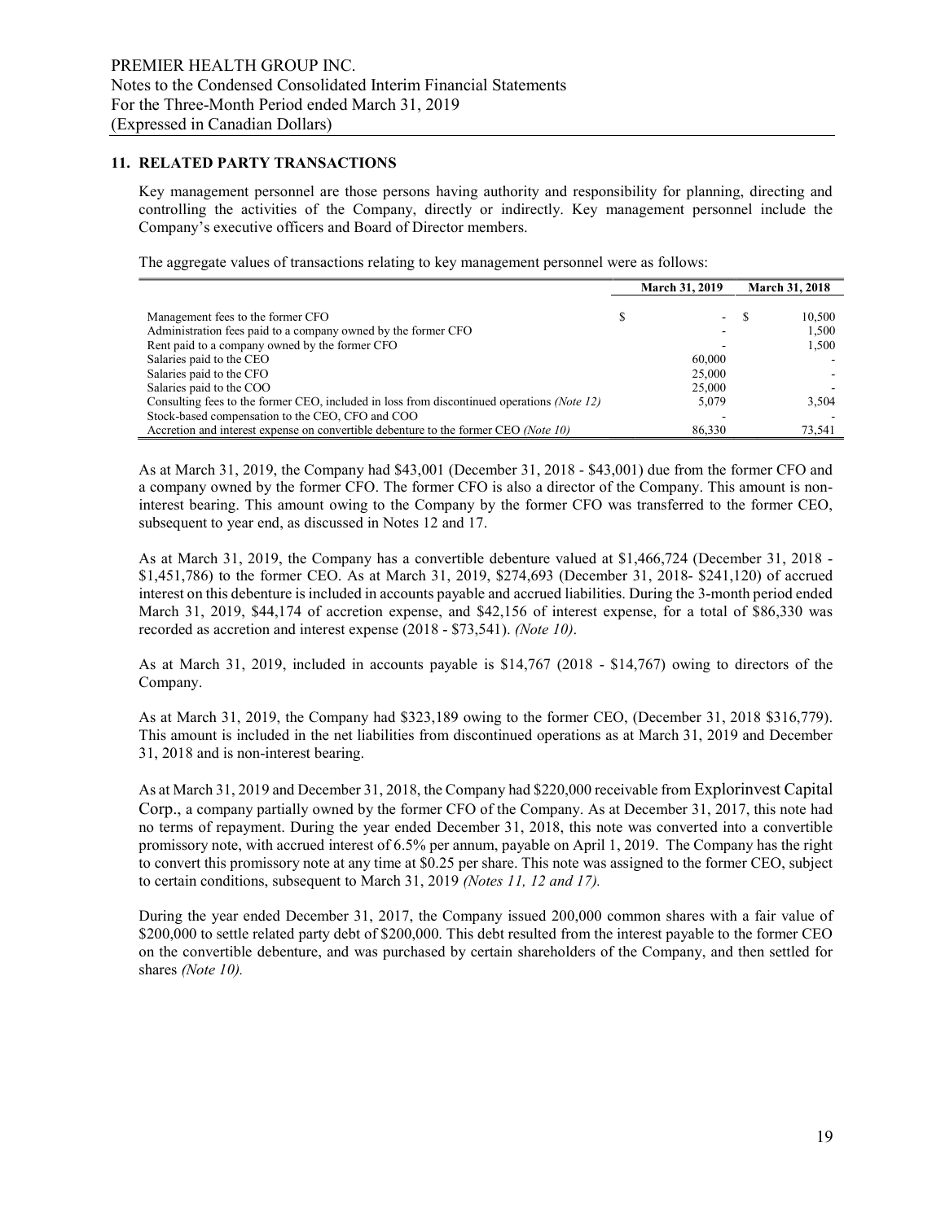## 11. RELATED PARTY TRANSACTIONS

Key management personnel are those persons having authority and responsibility for planning, directing and controlling the activities of the Company, directly or indirectly. Key management personnel include the Company's executive officers and Board of Director members.

The aggregate values of transactions relating to key management personnel were as follows:

| | March 31, 2019 | March 31, 2018 |
|---|---|---|
| Management fees to the former CFO | $ - | $ 10,500 |
| Administration fees paid to a company owned by the former CFO | - | 1,500 |
| Rent paid to a company owned by the former CFO | - | 1,500 |
| Salaries paid to the CEO | 60,000 | - |
| Salaries paid to the CFO | 25,000 | - |
| Salaries paid to the COO | 25,000 | - |
| Consulting fees to the former CEO, included in loss from discontinued operations *(Note 12)* | 5,079 | 3,504 |
| Stock-based compensation to the CEO, CFO and COO | - | - |
| Accretion and interest expense on convertible debenture to the former CEO *(Note 10)* | 86,330 | 73,541 |

As at March 31, 2019, the Company had $43,001 (December 31, 2018 - $43,001) due from the former CFO and a company owned by the former CFO. The former CFO is also a director of the Company. This amount is non-interest bearing. This amount owing to the Company by the former CFO was transferred to the former CEO, subsequent to year end, as discussed in Notes 12 and 17.

As at March 31, 2019, the Company has a convertible debenture valued at $1,466,724 (December 31, 2018 - $1,451,786) to the former CEO. As at March 31, 2019, $274,693 (December 31, 2018- $241,120) of accrued interest on this debenture is included in accounts payable and accrued liabilities. During the 3-month period ended March 31, 2019, $44,174 of accretion expense, and $42,156 of interest expense, for a total of $86,330 was recorded as accretion and interest expense (2018 - $73,541). *(Note 10)*.

As at March 31, 2019, included in accounts payable is $14,767 (2018 - $14,767) owing to directors of the Company.

As at March 31, 2019, the Company had $323,189 owing to the former CEO, (December 31, 2018 $316,779). This amount is included in the net liabilities from discontinued operations as at March 31, 2019 and December 31, 2018 and is non-interest bearing.

As at March 31, 2019 and December 31, 2018, the Company had $220,000 receivable from Explorinvest Capital Corp., a company partially owned by the former CFO of the Company. As at December 31, 2017, this note had no terms of repayment. During the year ended December 31, 2018, this note was converted into a convertible promissory note, with accrued interest of 6.5% per annum, payable on April 1, 2019. The Company has the right to convert this promissory note at any time at $0.25 per share. This note was assigned to the former CEO, subject to certain conditions, subsequent to March 31, 2019 *(Notes 11, 12 and 17).*

During the year ended December 31, 2017, the Company issued 200,000 common shares with a fair value of $200,000 to settle related party debt of $200,000. This debt resulted from the interest payable to the former CEO on the convertible debenture, and was purchased by certain shareholders of the Company, and then settled for shares *(Note 10).*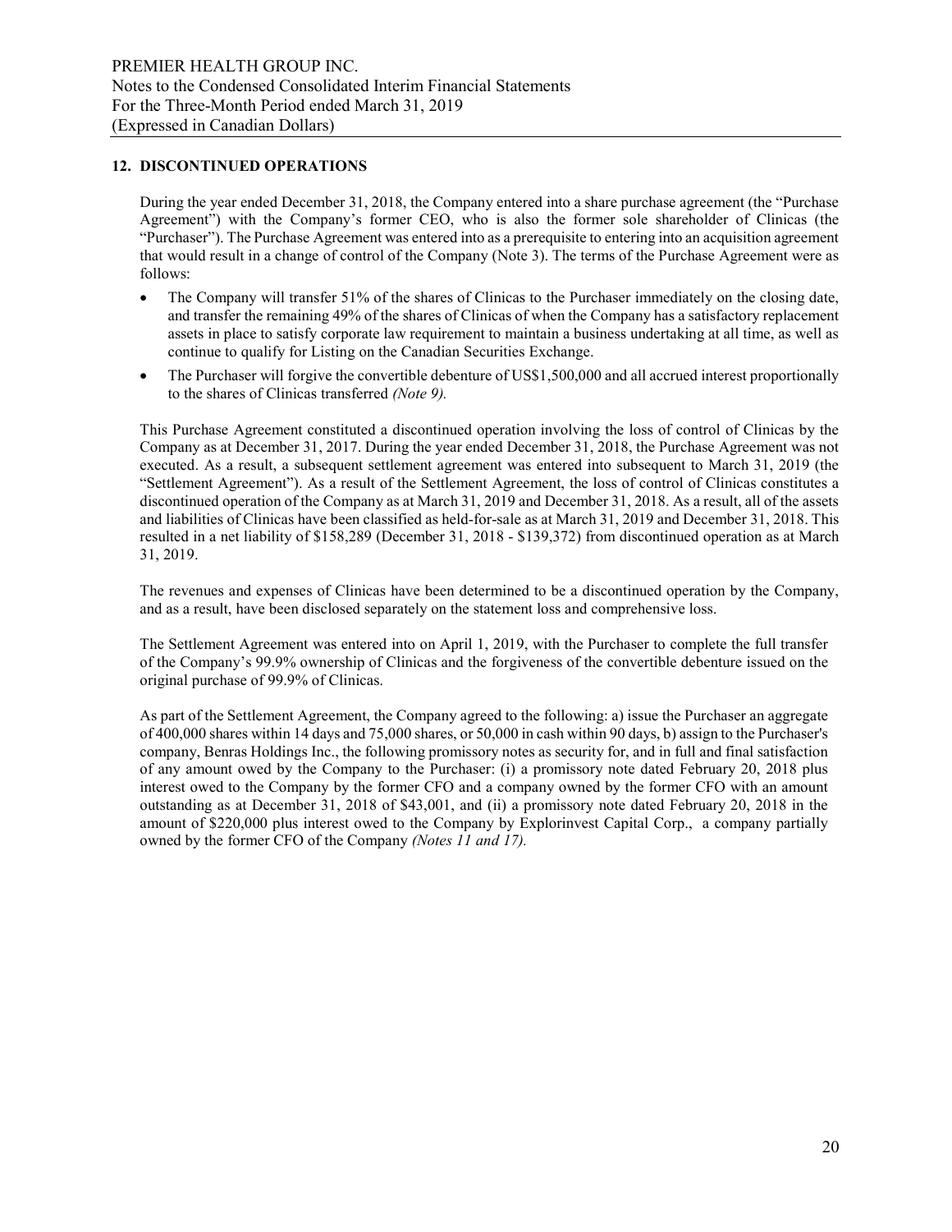## 12. DISCONTINUED OPERATIONS

During the year ended December 31, 2018, the Company entered into a share purchase agreement (the "Purchase Agreement") with the Company's former CEO, who is also the former sole shareholder of Clinicas (the "Purchaser"). The Purchase Agreement was entered into as a prerequisite to entering into an acquisition agreement that would result in a change of control of the Company (Note 3). The terms of the Purchase Agreement were as follows:

- The Company will transfer 51% of the shares of Clinicas to the Purchaser immediately on the closing date, and transfer the remaining 49% of the shares of Clinicas of when the Company has a satisfactory replacement assets in place to satisfy corporate law requirement to maintain a business undertaking at all time, as well as continue to qualify for Listing on the Canadian Securities Exchange.
- The Purchaser will forgive the convertible debenture of US$1,500,000 and all accrued interest proportionally to the shares of Clinicas transferred *(Note 9).*

This Purchase Agreement constituted a discontinued operation involving the loss of control of Clinicas by the Company as at December 31, 2017. During the year ended December 31, 2018, the Purchase Agreement was not executed. As a result, a subsequent settlement agreement was entered into subsequent to March 31, 2019 (the "Settlement Agreement"). As a result of the Settlement Agreement, the loss of control of Clinicas constitutes a discontinued operation of the Company as at March 31, 2019 and December 31, 2018. As a result, all of the assets and liabilities of Clinicas have been classified as held-for-sale as at March 31, 2019 and December 31, 2018. This resulted in a net liability of $158,289 (December 31, 2018 - $139,372) from discontinued operation as at March 31, 2019.

The revenues and expenses of Clinicas have been determined to be a discontinued operation by the Company, and as a result, have been disclosed separately on the statement loss and comprehensive loss.

The Settlement Agreement was entered into on April 1, 2019, with the Purchaser to complete the full transfer of the Company's 99.9% ownership of Clinicas and the forgiveness of the convertible debenture issued on the original purchase of 99.9% of Clinicas.

As part of the Settlement Agreement, the Company agreed to the following: a) issue the Purchaser an aggregate of 400,000 shares within 14 days and 75,000 shares, or 50,000 in cash within 90 days, b) assign to the Purchaser's company, Benras Holdings Inc., the following promissory notes as security for, and in full and final satisfaction of any amount owed by the Company to the Purchaser: (i) a promissory note dated February 20, 2018 plus interest owed to the Company by the former CFO and a company owned by the former CFO with an amount outstanding as at December 31, 2018 of $43,001, and (ii) a promissory note dated February 20, 2018 in the amount of $220,000 plus interest owed to the Company by Explorinvest Capital Corp., a company partially owned by the former CFO of the Company *(Notes 11 and 17).*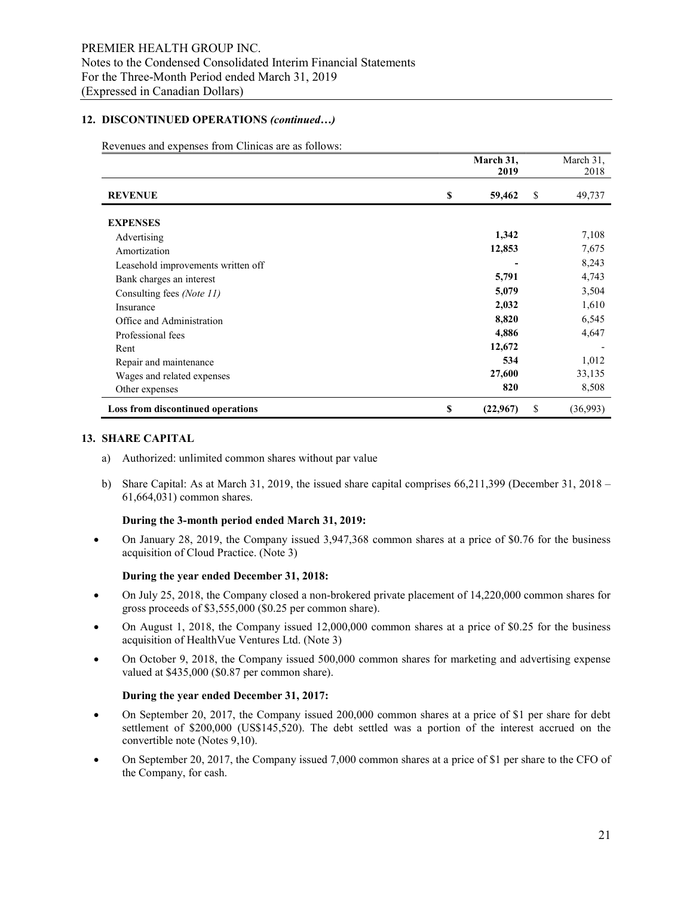## 12. DISCONTINUED OPERATIONS *(continued…)*

Revenues and expenses from Clinicas are as follows:

| | March 31, 2019 | March 31, 2018 |
|---|---|---|
| **REVENUE** | **$ 59,462** | $ 49,737 |
| **EXPENSES** | | |
| Advertising | **1,342** | 7,108 |
| Amortization | **12,853** | 7,675 |
| Leasehold improvements written off | **-** | 8,243 |
| Bank charges an interest | **5,791** | 4,743 |
| Consulting fees *(Note 11)* | **5,079** | 3,504 |
| Insurance | **2,032** | 1,610 |
| Office and Administration | **8,820** | 6,545 |
| Professional fees | **4,886** | 4,647 |
| Rent | **12,672** | - |
| Repair and maintenance | **534** | 1,012 |
| Wages and related expenses | **27,600** | 33,135 |
| Other expenses | **820** | 8,508 |
| **Loss from discontinued operations** | **$ (22,967)** | $ (36,993) |

## 13. SHARE CAPITAL

a) Authorized: unlimited common shares without par value

b) Share Capital: As at March 31, 2019, the issued share capital comprises 66,211,399 (December 31, 2018 – 61,664,031) common shares.

**During the 3-month period ended March 31, 2019:**

- On January 28, 2019, the Company issued 3,947,368 common shares at a price of $0.76 for the business acquisition of Cloud Practice. (Note 3)

**During the year ended December 31, 2018:**

- On July 25, 2018, the Company closed a non-brokered private placement of 14,220,000 common shares for gross proceeds of $3,555,000 ($0.25 per common share).
- On August 1, 2018, the Company issued 12,000,000 common shares at a price of $0.25 for the business acquisition of HealthVue Ventures Ltd. (Note 3)
- On October 9, 2018, the Company issued 500,000 common shares for marketing and advertising expense valued at $435,000 ($0.87 per common share).

**During the year ended December 31, 2017:**

- On September 20, 2017, the Company issued 200,000 common shares at a price of $1 per share for debt settlement of $200,000 (US$145,520). The debt settled was a portion of the interest accrued on the convertible note (Notes 9,10).
- On September 20, 2017, the Company issued 7,000 common shares at a price of $1 per share to the CFO of the Company, for cash.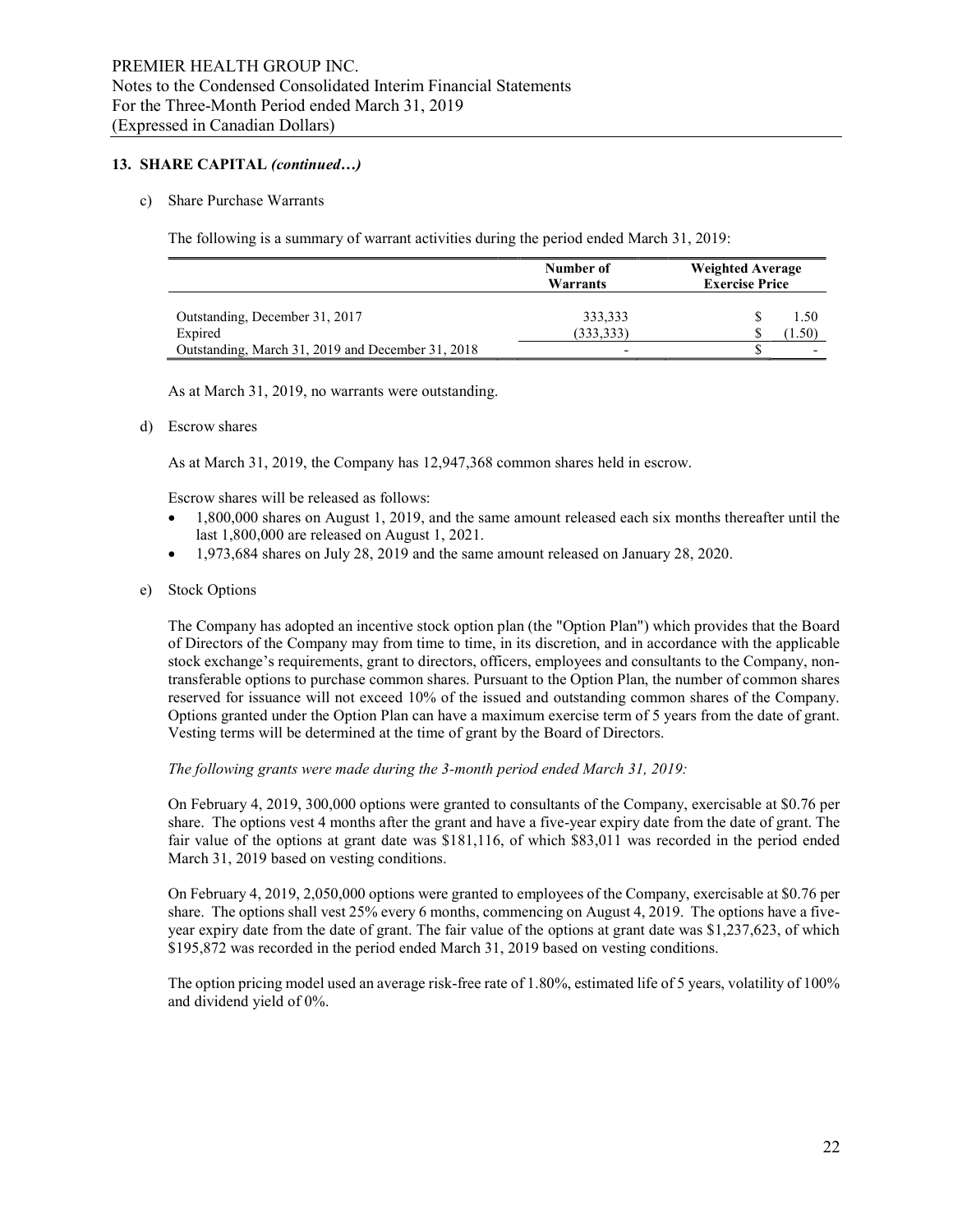PREMIER HEALTH GROUP INC.
Notes to the Condensed Consolidated Interim Financial Statements
For the Three-Month Period ended March 31, 2019
(Expressed in Canadian Dollars)

**13. SHARE CAPITAL** ***(continued…)***

c) Share Purchase Warrants

The following is a summary of warrant activities during the period ended March 31, 2019:

| | Number of Warrants | Weighted Average Exercise Price |
|---|---|---|
| Outstanding, December 31, 2017 | 333,333 | $ 1.50 |
| Expired | (333,333) | $ (1.50) |
| Outstanding, March 31, 2019 and December 31, 2018 | - | $ - |

As at March 31, 2019, no warrants were outstanding.

d) Escrow shares

As at March 31, 2019, the Company has 12,947,368 common shares held in escrow.

Escrow shares will be released as follows:

- 1,800,000 shares on August 1, 2019, and the same amount released each six months thereafter until the last 1,800,000 are released on August 1, 2021.
- 1,973,684 shares on July 28, 2019 and the same amount released on January 28, 2020.

e) Stock Options

The Company has adopted an incentive stock option plan (the "Option Plan") which provides that the Board of Directors of the Company may from time to time, in its discretion, and in accordance with the applicable stock exchange's requirements, grant to directors, officers, employees and consultants to the Company, non-transferable options to purchase common shares. Pursuant to the Option Plan, the number of common shares reserved for issuance will not exceed 10% of the issued and outstanding common shares of the Company. Options granted under the Option Plan can have a maximum exercise term of 5 years from the date of grant. Vesting terms will be determined at the time of grant by the Board of Directors.

*The following grants were made during the 3-month period ended March 31, 2019:*

On February 4, 2019, 300,000 options were granted to consultants of the Company, exercisable at $0.76 per share. The options vest 4 months after the grant and have a five-year expiry date from the date of grant. The fair value of the options at grant date was $181,116, of which $83,011 was recorded in the period ended March 31, 2019 based on vesting conditions.

On February 4, 2019, 2,050,000 options were granted to employees of the Company, exercisable at $0.76 per share. The options shall vest 25% every 6 months, commencing on August 4, 2019. The options have a five-year expiry date from the date of grant. The fair value of the options at grant date was $1,237,623, of which $195,872 was recorded in the period ended March 31, 2019 based on vesting conditions.

The option pricing model used an average risk-free rate of 1.80%, estimated life of 5 years, volatility of 100% and dividend yield of 0%.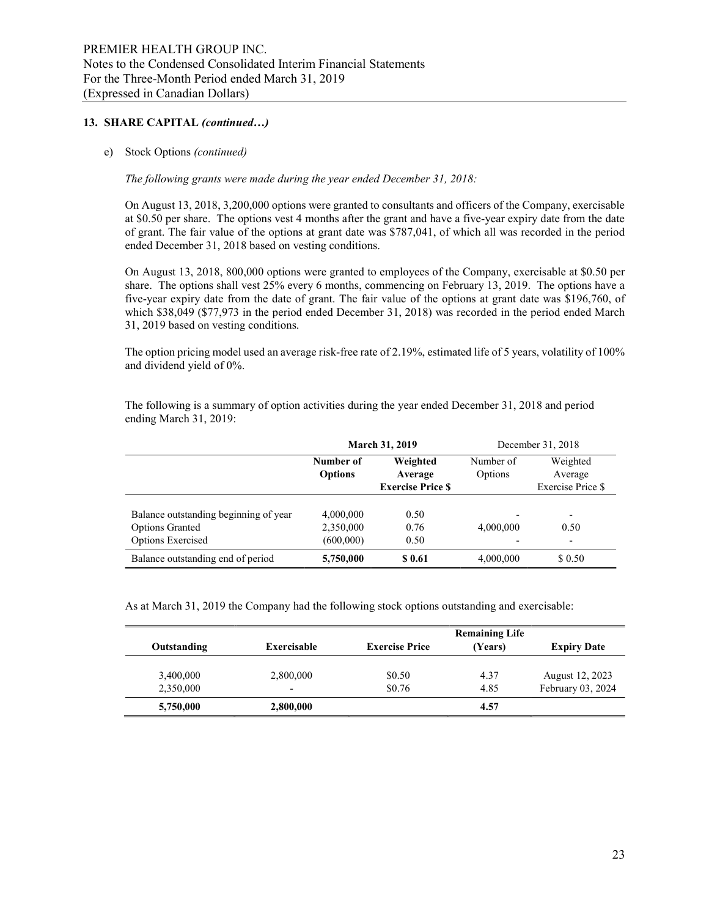## 13. SHARE CAPITAL *(continued…)*

e) Stock Options *(continued)*

*The following grants were made during the year ended December 31, 2018:*

On August 13, 2018, 3,200,000 options were granted to consultants and officers of the Company, exercisable at $0.50 per share. The options vest 4 months after the grant and have a five-year expiry date from the date of grant. The fair value of the options at grant date was $787,041, of which all was recorded in the period ended December 31, 2018 based on vesting conditions.

On August 13, 2018, 800,000 options were granted to employees of the Company, exercisable at $0.50 per share. The options shall vest 25% every 6 months, commencing on February 13, 2019. The options have a five-year expiry date from the date of grant. The fair value of the options at grant date was $196,760, of which $38,049 ($77,973 in the period ended December 31, 2018) was recorded in the period ended March 31, 2019 based on vesting conditions.

The option pricing model used an average risk-free rate of 2.19%, estimated life of 5 years, volatility of 100% and dividend yield of 0%.

The following is a summary of option activities during the year ended December 31, 2018 and period ending March 31, 2019:

| | **March 31, 2019** | | December 31, 2018 | |
|---|---|---|---|---|
| | **Number of Options** | **Weighted Average Exercise Price $** | Number of Options | Weighted Average Exercise Price $ |
| Balance outstanding beginning of year | 4,000,000 | 0.50 | - | - |
| Options Granted | 2,350,000 | 0.76 | 4,000,000 | 0.50 |
| Options Exercised | (600,000) | 0.50 | - | - |
| Balance outstanding end of period | **5,750,000** | **$ 0.61** | 4,000,000 | $ 0.50 |

As at March 31, 2019 the Company had the following stock options outstanding and exercisable:

| **Outstanding** | **Exercisable** | **Exercise Price** | **Remaining Life (Years)** | **Expiry Date** |
|---|---|---|---|---|
| 3,400,000 | 2,800,000 | $0.50 | 4.37 | August 12, 2023 |
| 2,350,000 | - | $0.76 | 4.85 | February 03, 2024 |
| **5,750,000** | **2,800,000** | | **4.57** | |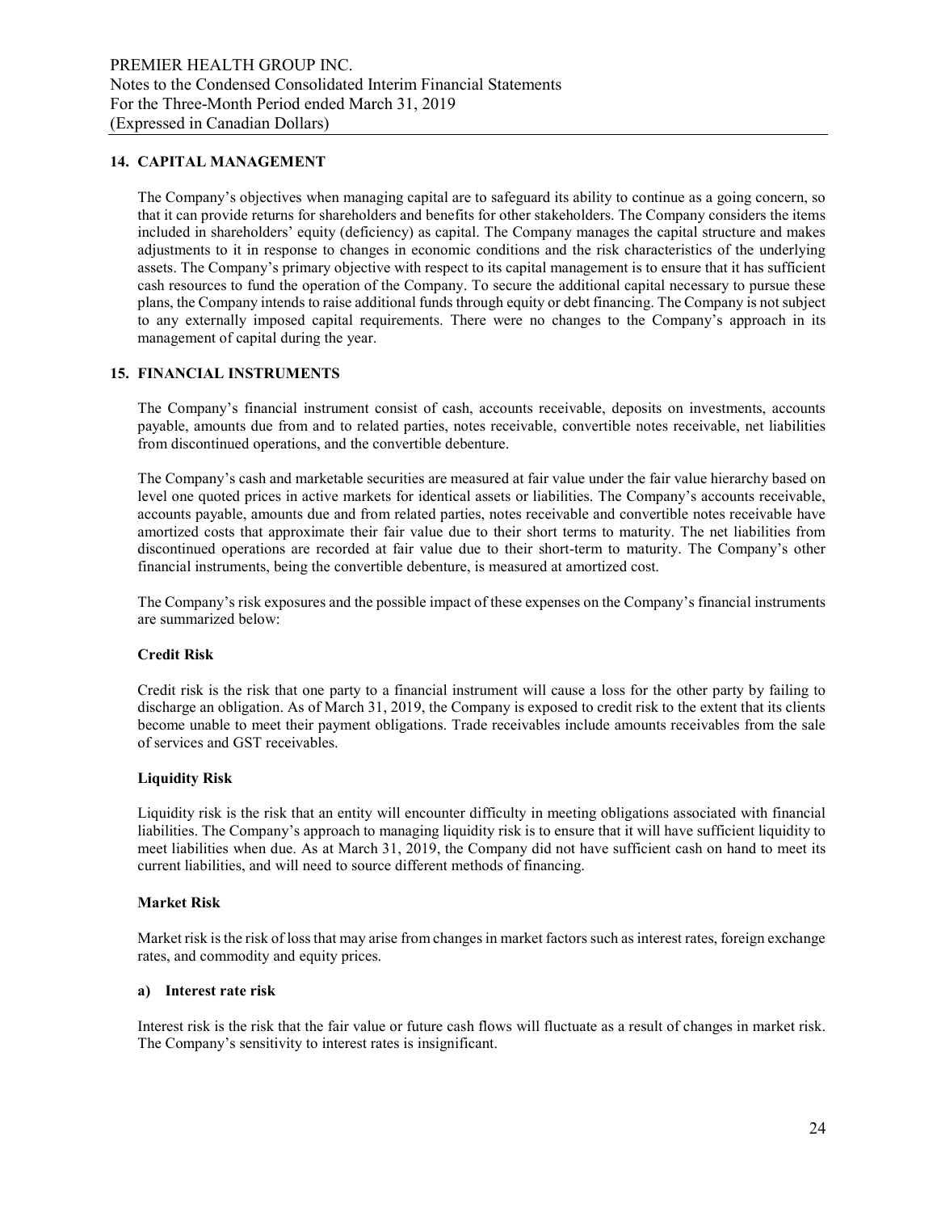## 14. CAPITAL MANAGEMENT

The Company's objectives when managing capital are to safeguard its ability to continue as a going concern, so that it can provide returns for shareholders and benefits for other stakeholders. The Company considers the items included in shareholders' equity (deficiency) as capital. The Company manages the capital structure and makes adjustments to it in response to changes in economic conditions and the risk characteristics of the underlying assets. The Company's primary objective with respect to its capital management is to ensure that it has sufficient cash resources to fund the operation of the Company. To secure the additional capital necessary to pursue these plans, the Company intends to raise additional funds through equity or debt financing. The Company is not subject to any externally imposed capital requirements. There were no changes to the Company's approach in its management of capital during the year.

## 15. FINANCIAL INSTRUMENTS

The Company's financial instrument consist of cash, accounts receivable, deposits on investments, accounts payable, amounts due from and to related parties, notes receivable, convertible notes receivable, net liabilities from discontinued operations, and the convertible debenture.

The Company's cash and marketable securities are measured at fair value under the fair value hierarchy based on level one quoted prices in active markets for identical assets or liabilities. The Company's accounts receivable, accounts payable, amounts due and from related parties, notes receivable and convertible notes receivable have amortized costs that approximate their fair value due to their short terms to maturity. The net liabilities from discontinued operations are recorded at fair value due to their short-term to maturity. The Company's other financial instruments, being the convertible debenture, is measured at amortized cost.

The Company's risk exposures and the possible impact of these expenses on the Company's financial instruments are summarized below:

### Credit Risk

Credit risk is the risk that one party to a financial instrument will cause a loss for the other party by failing to discharge an obligation. As of March 31, 2019, the Company is exposed to credit risk to the extent that its clients become unable to meet their payment obligations. Trade receivables include amounts receivables from the sale of services and GST receivables.

### Liquidity Risk

Liquidity risk is the risk that an entity will encounter difficulty in meeting obligations associated with financial liabilities. The Company's approach to managing liquidity risk is to ensure that it will have sufficient liquidity to meet liabilities when due. As at March 31, 2019, the Company did not have sufficient cash on hand to meet its current liabilities, and will need to source different methods of financing.

### Market Risk

Market risk is the risk of loss that may arise from changes in market factors such as interest rates, foreign exchange rates, and commodity and equity prices.

#### a) Interest rate risk

Interest risk is the risk that the fair value or future cash flows will fluctuate as a result of changes in market risk. The Company's sensitivity to interest rates is insignificant.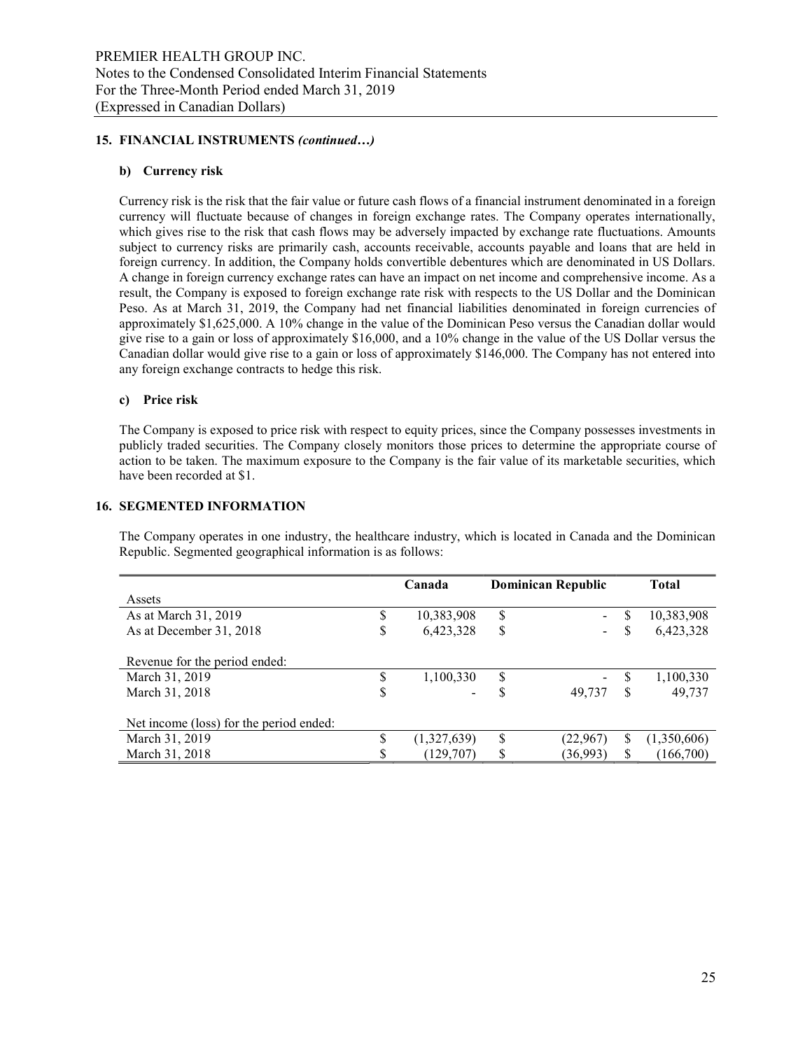## 15. FINANCIAL INSTRUMENTS *(continued…)*

### b) Currency risk

Currency risk is the risk that the fair value or future cash flows of a financial instrument denominated in a foreign currency will fluctuate because of changes in foreign exchange rates. The Company operates internationally, which gives rise to the risk that cash flows may be adversely impacted by exchange rate fluctuations. Amounts subject to currency risks are primarily cash, accounts receivable, accounts payable and loans that are held in foreign currency. In addition, the Company holds convertible debentures which are denominated in US Dollars. A change in foreign currency exchange rates can have an impact on net income and comprehensive income. As a result, the Company is exposed to foreign exchange rate risk with respects to the US Dollar and the Dominican Peso. As at March 31, 2019, the Company had net financial liabilities denominated in foreign currencies of approximately $1,625,000. A 10% change in the value of the Dominican Peso versus the Canadian dollar would give rise to a gain or loss of approximately $16,000, and a 10% change in the value of the US Dollar versus the Canadian dollar would give rise to a gain or loss of approximately $146,000. The Company has not entered into any foreign exchange contracts to hedge this risk.

### c) Price risk

The Company is exposed to price risk with respect to equity prices, since the Company possesses investments in publicly traded securities. The Company closely monitors those prices to determine the appropriate course of action to be taken. The maximum exposure to the Company is the fair value of its marketable securities, which have been recorded at $1.

## 16. SEGMENTED INFORMATION

The Company operates in one industry, the healthcare industry, which is located in Canada and the Dominican Republic. Segmented geographical information is as follows:

| | Canada | Dominican Republic | Total |
|---|---|---|---|
| Assets | | | |
| As at March 31, 2019 | $ 10,383,908 | $ - | $ 10,383,908 |
| As at December 31, 2018 | $ 6,423,328 | $ - | $ 6,423,328 |
| Revenue for the period ended: | | | |
| March 31, 2019 | $ 1,100,330 | $ - | $ 1,100,330 |
| March 31, 2018 | $ - | $ 49,737 | $ 49,737 |
| Net income (loss) for the period ended: | | | |
| March 31, 2019 | $ (1,327,639) | $ (22,967) | $ (1,350,606) |
| March 31, 2018 | $ (129,707) | $ (36,993) | $ (166,700) |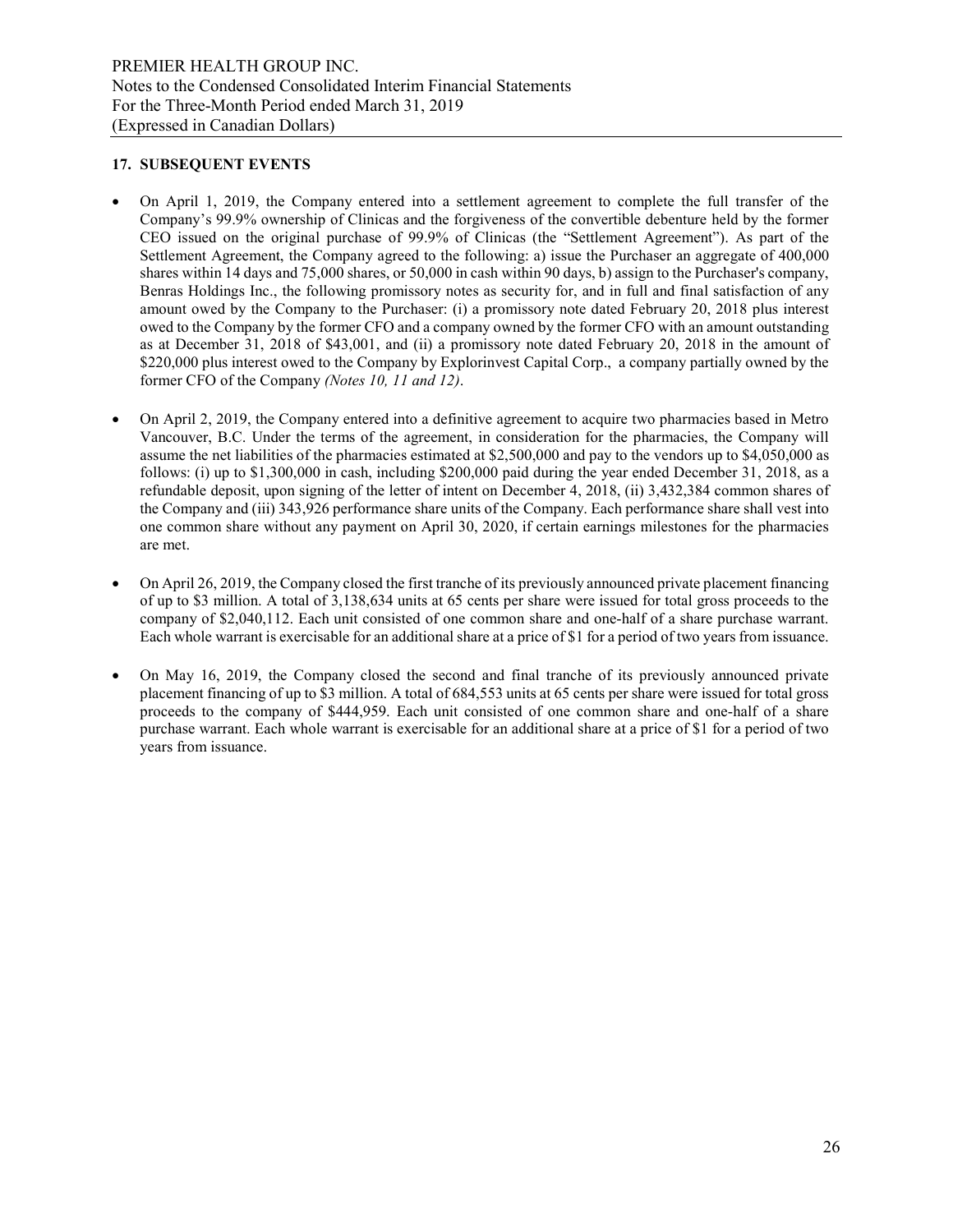## 17. SUBSEQUENT EVENTS

- On April 1, 2019, the Company entered into a settlement agreement to complete the full transfer of the Company's 99.9% ownership of Clinicas and the forgiveness of the convertible debenture held by the former CEO issued on the original purchase of 99.9% of Clinicas (the "Settlement Agreement"). As part of the Settlement Agreement, the Company agreed to the following: a) issue the Purchaser an aggregate of 400,000 shares within 14 days and 75,000 shares, or 50,000 in cash within 90 days, b) assign to the Purchaser's company, Benras Holdings Inc., the following promissory notes as security for, and in full and final satisfaction of any amount owed by the Company to the Purchaser: (i) a promissory note dated February 20, 2018 plus interest owed to the Company by the former CFO and a company owned by the former CFO with an amount outstanding as at December 31, 2018 of $43,001, and (ii) a promissory note dated February 20, 2018 in the amount of $220,000 plus interest owed to the Company by Explorinvest Capital Corp., a company partially owned by the former CFO of the Company *(Notes 10, 11 and 12)*.

- On April 2, 2019, the Company entered into a definitive agreement to acquire two pharmacies based in Metro Vancouver, B.C. Under the terms of the agreement, in consideration for the pharmacies, the Company will assume the net liabilities of the pharmacies estimated at $2,500,000 and pay to the vendors up to $4,050,000 as follows: (i) up to $1,300,000 in cash, including $200,000 paid during the year ended December 31, 2018, as a refundable deposit, upon signing of the letter of intent on December 4, 2018, (ii) 3,432,384 common shares of the Company and (iii) 343,926 performance share units of the Company. Each performance share shall vest into one common share without any payment on April 30, 2020, if certain earnings milestones for the pharmacies are met.

- On April 26, 2019, the Company closed the first tranche of its previously announced private placement financing of up to $3 million. A total of 3,138,634 units at 65 cents per share were issued for total gross proceeds to the company of $2,040,112. Each unit consisted of one common share and one-half of a share purchase warrant. Each whole warrant is exercisable for an additional share at a price of $1 for a period of two years from issuance.

- On May 16, 2019, the Company closed the second and final tranche of its previously announced private placement financing of up to $3 million. A total of 684,553 units at 65 cents per share were issued for total gross proceeds to the company of $444,959. Each unit consisted of one common share and one-half of a share purchase warrant. Each whole warrant is exercisable for an additional share at a price of $1 for a period of two years from issuance.